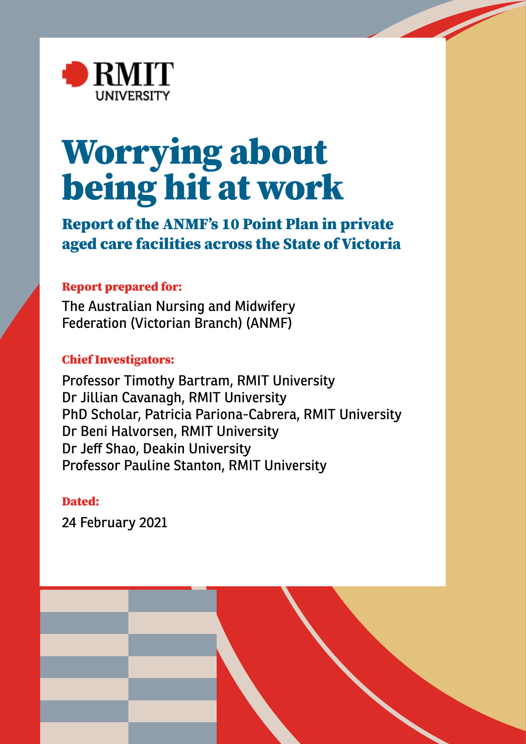RMIT UNIVERSITY

# Worrying about being hit at work

## Report of the ANMF's 10 Point Plan in private aged care facilities across the State of Victoria

**Report prepared for:**

The Australian Nursing and Midwifery Federation (Victorian Branch) (ANMF)

**Chief Investigators:**

Professor Timothy Bartram, RMIT University
Dr Jillian Cavanagh, RMIT University
PhD Scholar, Patricia Pariona-Cabrera, RMIT University
Dr Beni Halvorsen, RMIT University
Dr Jeff Shao, Deakin University
Professor Pauline Stanton, RMIT University

**Dated:**

24 February 2021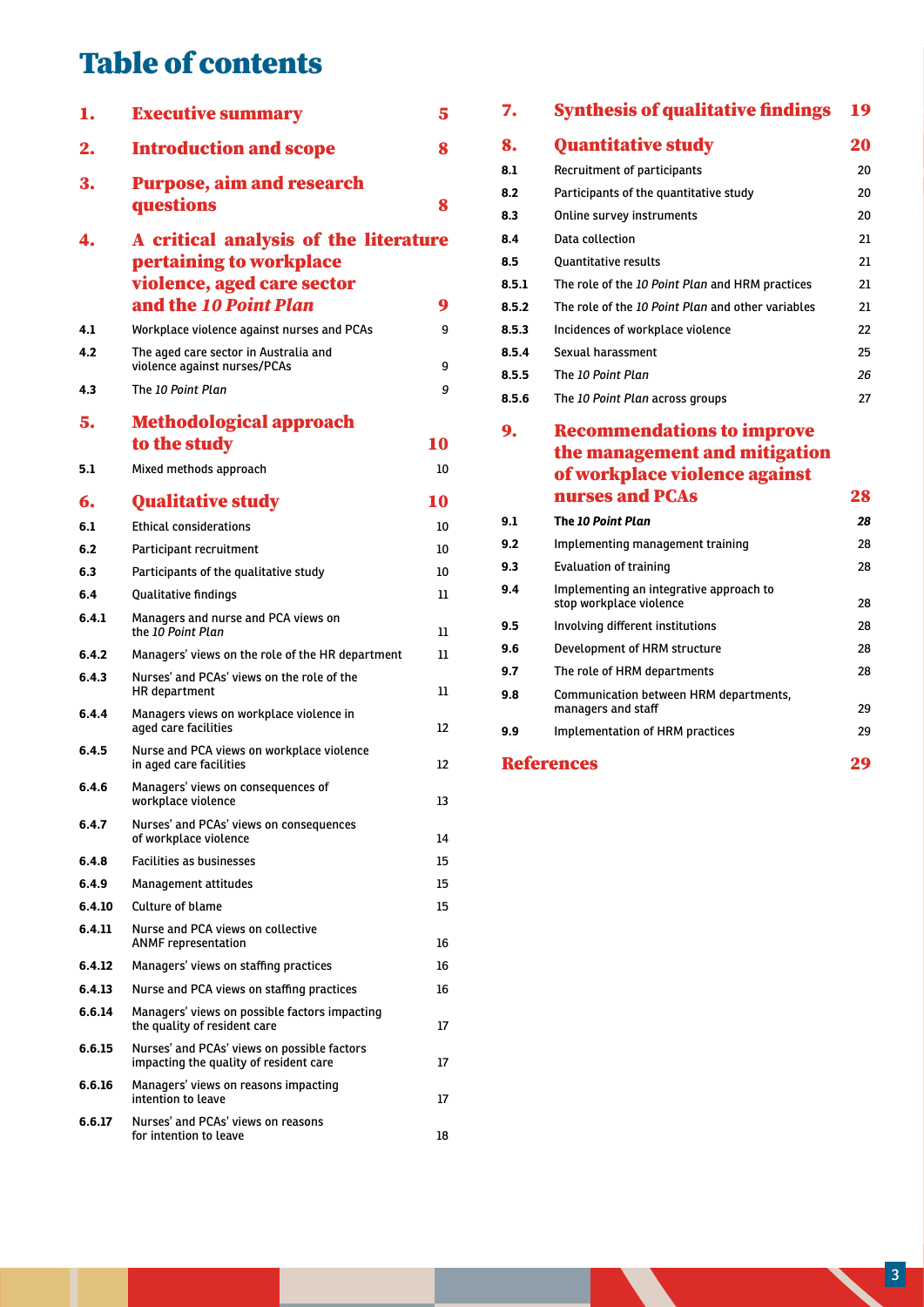# Table of contents

| | | |
|---|---|---|
| **1.** | **Executive summary** | **5** |
| **2.** | **Introduction and scope** | **8** |
| **3.** | **Purpose, aim and research questions** | **8** |
| **4.** | **A critical analysis of the literature pertaining to workplace violence, aged care sector and the *10 Point Plan*** | **9** |
| 4.1 | Workplace violence against nurses and PCAs | 9 |
| 4.2 | The aged care sector in Australia and violence against nurses/PCAs | 9 |
| 4.3 | The *10 Point Plan* | *9* |
| **5.** | **Methodological approach to the study** | **10** |
| 5.1 | Mixed methods approach | 10 |
| **6.** | **Qualitative study** | **10** |
| 6.1 | Ethical considerations | 10 |
| 6.2 | Participant recruitment | 10 |
| 6.3 | Participants of the qualitative study | 10 |
| 6.4 | Qualitative findings | 11 |
| 6.4.1 | Managers and nurse and PCA views on the *10 Point Plan* | 11 |
| 6.4.2 | Managers' views on the role of the HR department | 11 |
| 6.4.3 | Nurses' and PCAs' views on the role of the HR department | 11 |
| 6.4.4 | Managers views on workplace violence in aged care facilities | 12 |
| 6.4.5 | Nurse and PCA views on workplace violence in aged care facilities | 12 |
| 6.4.6 | Managers' views on consequences of workplace violence | 13 |
| 6.4.7 | Nurses' and PCAs' views on consequences of workplace violence | 14 |
| 6.4.8 | Facilities as businesses | 15 |
| 6.4.9 | Management attitudes | 15 |
| 6.4.10 | Culture of blame | 15 |
| 6.4.11 | Nurse and PCA views on collective ANMF representation | 16 |
| 6.4.12 | Managers' views on staffing practices | 16 |
| 6.4.13 | Nurse and PCA views on staffing practices | 16 |
| 6.6.14 | Managers' views on possible factors impacting the quality of resident care | 17 |
| 6.6.15 | Nurses' and PCAs' views on possible factors impacting the quality of resident care | 17 |
| 6.6.16 | Managers' views on reasons impacting intention to leave | 17 |
| 6.6.17 | Nurses' and PCAs' views on reasons for intention to leave | 18 |
| **7.** | **Synthesis of qualitative findings** | **19** |
| **8.** | **Quantitative study** | **20** |
| 8.1 | Recruitment of participants | 20 |
| 8.2 | Participants of the quantitative study | 20 |
| 8.3 | Online survey instruments | 20 |
| 8.4 | Data collection | 21 |
| 8.5 | Quantitative results | 21 |
| 8.5.1 | The role of the *10 Point Plan* and HRM practices | 21 |
| 8.5.2 | The role of the *10 Point Plan* and other variables | 21 |
| 8.5.3 | Incidences of workplace violence | 22 |
| 8.5.4 | Sexual harassment | 25 |
| 8.5.5 | The *10 Point Plan* | *26* |
| 8.5.6 | The *10 Point Plan* across groups | 27 |
| **9.** | **Recommendations to improve the management and mitigation of workplace violence against nurses and PCAs** | **28** |
| **9.1** | **The *10 Point Plan*** | ***28*** |
| 9.2 | Implementing management training | 28 |
| 9.3 | Evaluation of training | 28 |
| 9.4 | Implementing an integrative approach to stop workplace violence | 28 |
| 9.5 | Involving different institutions | 28 |
| 9.6 | Development of HRM structure | 28 |
| 9.7 | The role of HRM departments | 28 |
| 9.8 | Communication between HRM departments, managers and staff | 29 |
| 9.9 | Implementation of HRM practices | 29 |
| | **References** | **29** |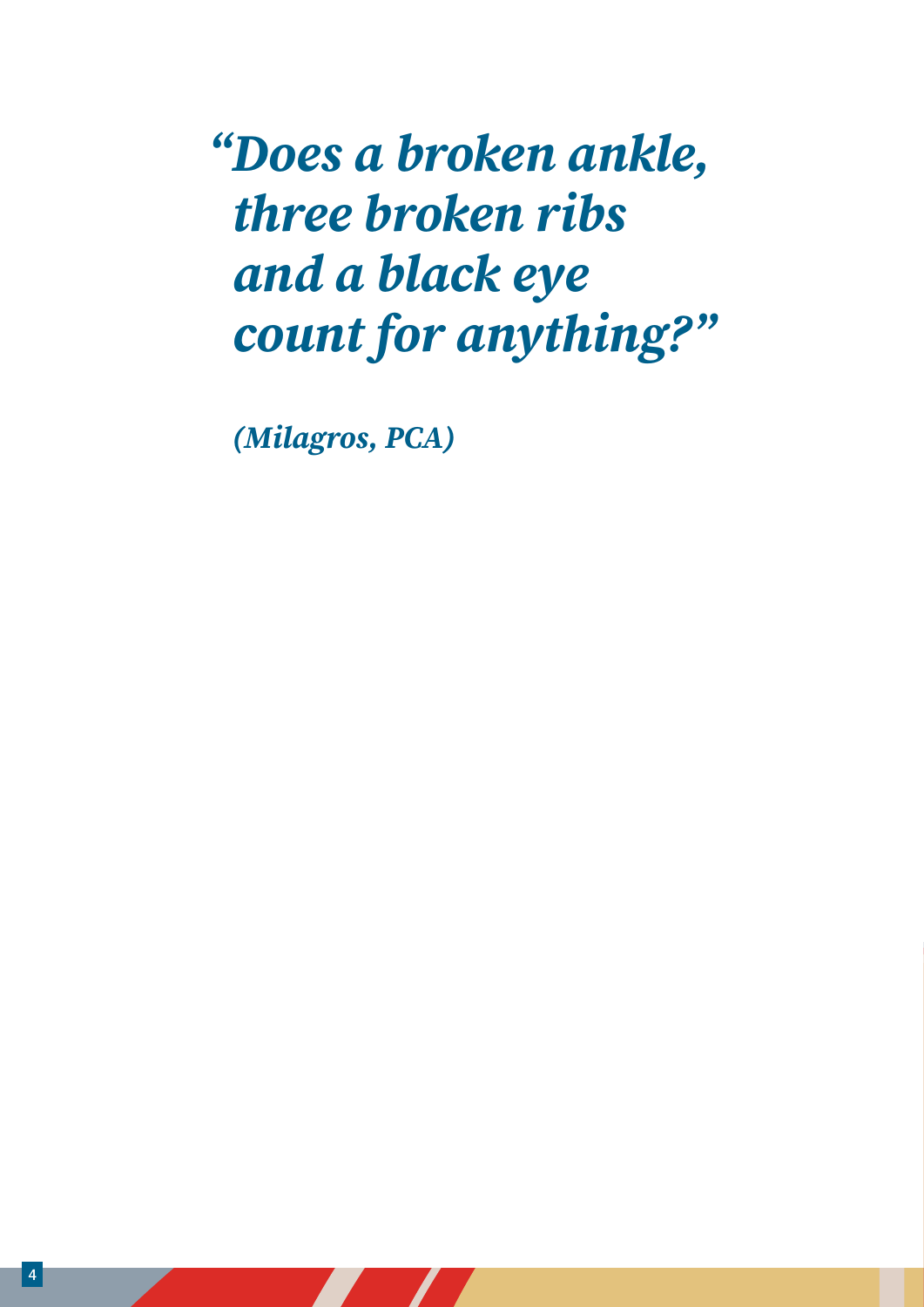*"Does a broken ankle, three broken ribs and a black eye count for anything?"*

*(Milagros, PCA)*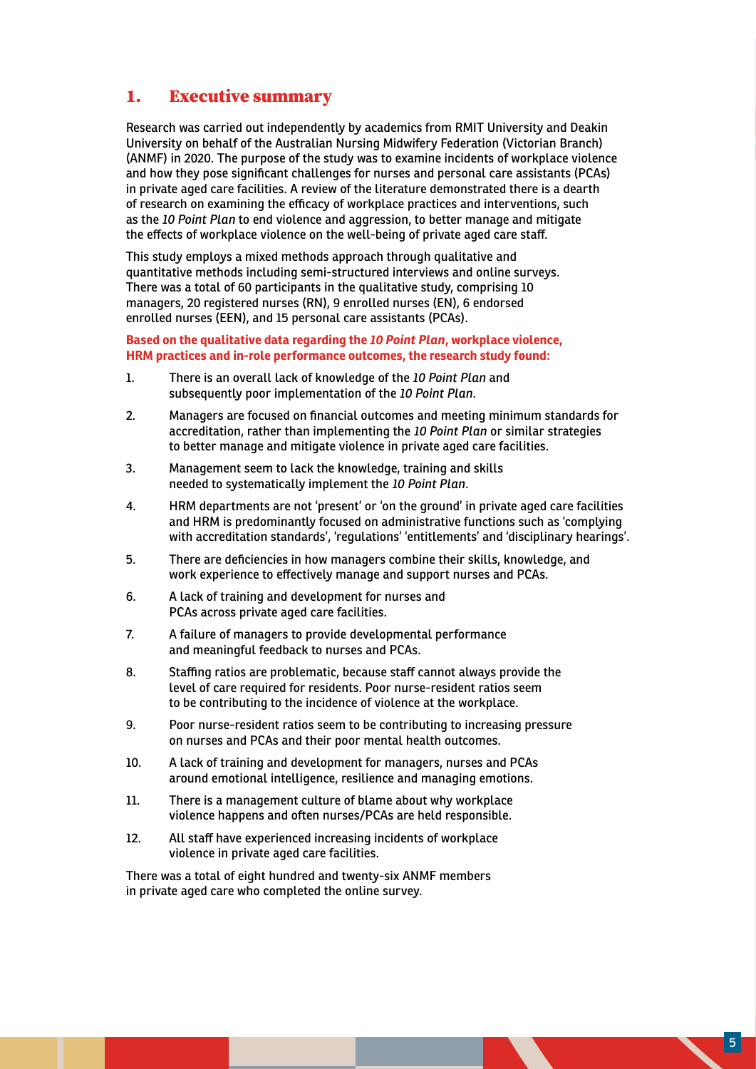## 1. Executive summary

Research was carried out independently by academics from RMIT University and Deakin University on behalf of the Australian Nursing Midwifery Federation (Victorian Branch) (ANMF) in 2020. The purpose of the study was to examine incidents of workplace violence and how they pose significant challenges for nurses and personal care assistants (PCAs) in private aged care facilities. A review of the literature demonstrated there is a dearth of research on examining the efficacy of workplace practices and interventions, such as the *10 Point Plan* to end violence and aggression, to better manage and mitigate the effects of workplace violence on the well-being of private aged care staff.

This study employs a mixed methods approach through qualitative and quantitative methods including semi-structured interviews and online surveys. There was a total of 60 participants in the qualitative study, comprising 10 managers, 20 registered nurses (RN), 9 enrolled nurses (EN), 6 endorsed enrolled nurses (EEN), and 15 personal care assistants (PCAs).

**Based on the qualitative data regarding the *10 Point Plan*, workplace violence, HRM practices and in-role performance outcomes, the research study found:**

1. There is an overall lack of knowledge of the *10 Point Plan* and subsequently poor implementation of the *10 Point Plan*.
2. Managers are focused on financial outcomes and meeting minimum standards for accreditation, rather than implementing the *10 Point Plan* or similar strategies to better manage and mitigate violence in private aged care facilities.
3. Management seem to lack the knowledge, training and skills needed to systematically implement the *10 Point Plan*.
4. HRM departments are not 'present' or 'on the ground' in private aged care facilities and HRM is predominantly focused on administrative functions such as 'complying with accreditation standards', 'regulations' 'entitlements' and 'disciplinary hearings'.
5. There are deficiencies in how managers combine their skills, knowledge, and work experience to effectively manage and support nurses and PCAs.
6. A lack of training and development for nurses and PCAs across private aged care facilities.
7. A failure of managers to provide developmental performance and meaningful feedback to nurses and PCAs.
8. Staffing ratios are problematic, because staff cannot always provide the level of care required for residents. Poor nurse-resident ratios seem to be contributing to the incidence of violence at the workplace.
9. Poor nurse-resident ratios seem to be contributing to increasing pressure on nurses and PCAs and their poor mental health outcomes.
10. A lack of training and development for managers, nurses and PCAs around emotional intelligence, resilience and managing emotions.
11. There is a management culture of blame about why workplace violence happens and often nurses/PCAs are held responsible.
12. All staff have experienced increasing incidents of workplace violence in private aged care facilities.

There was a total of eight hundred and twenty-six ANMF members in private aged care who completed the online survey.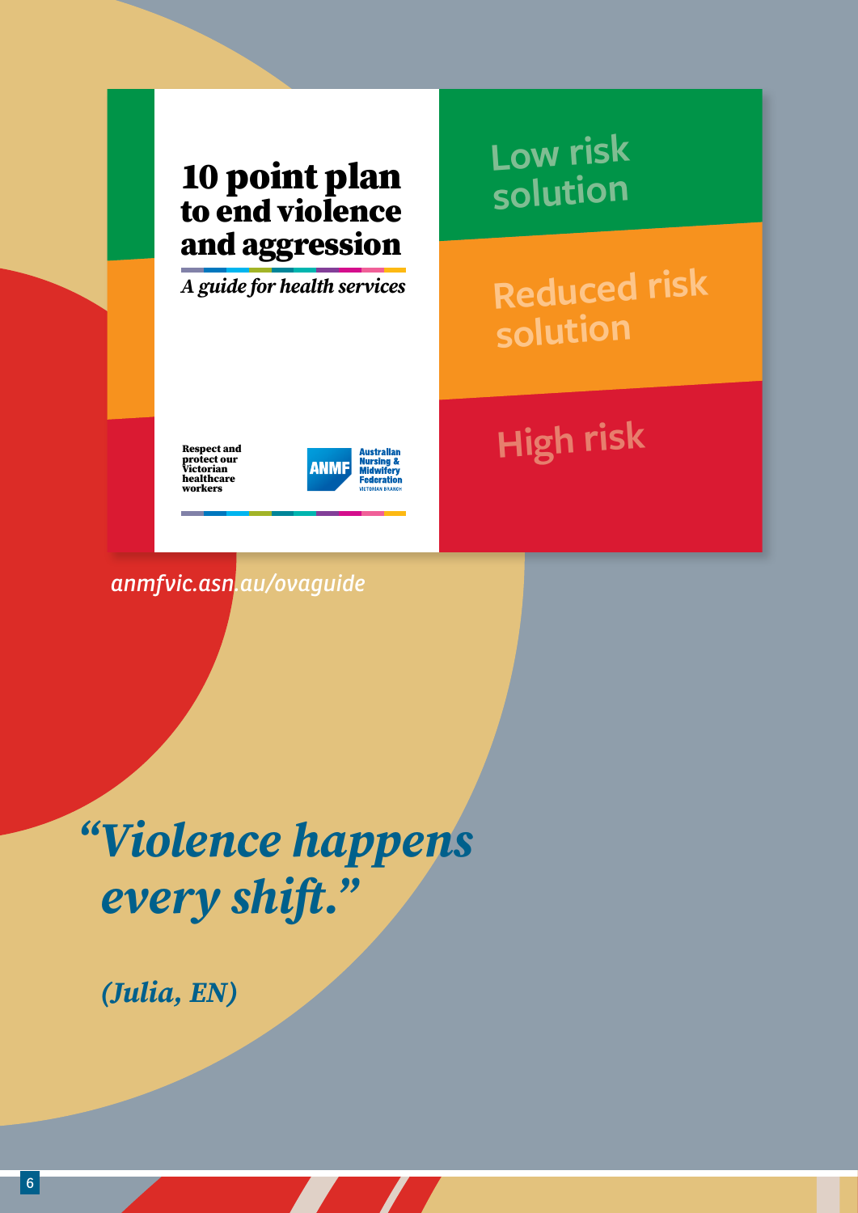**10 point plan to end violence and aggression**

*A guide for health services*

Low risk solution

Reduced risk solution

High risk

Respect and protect our Victorian healthcare workers

ANMF Australian Nursing & Midwifery Federation VICTORIAN BRANCH

*anmfvic.asn.au/ovaguide*

> ***"Violence happens every shift."***
>
> ***(Julia, EN)***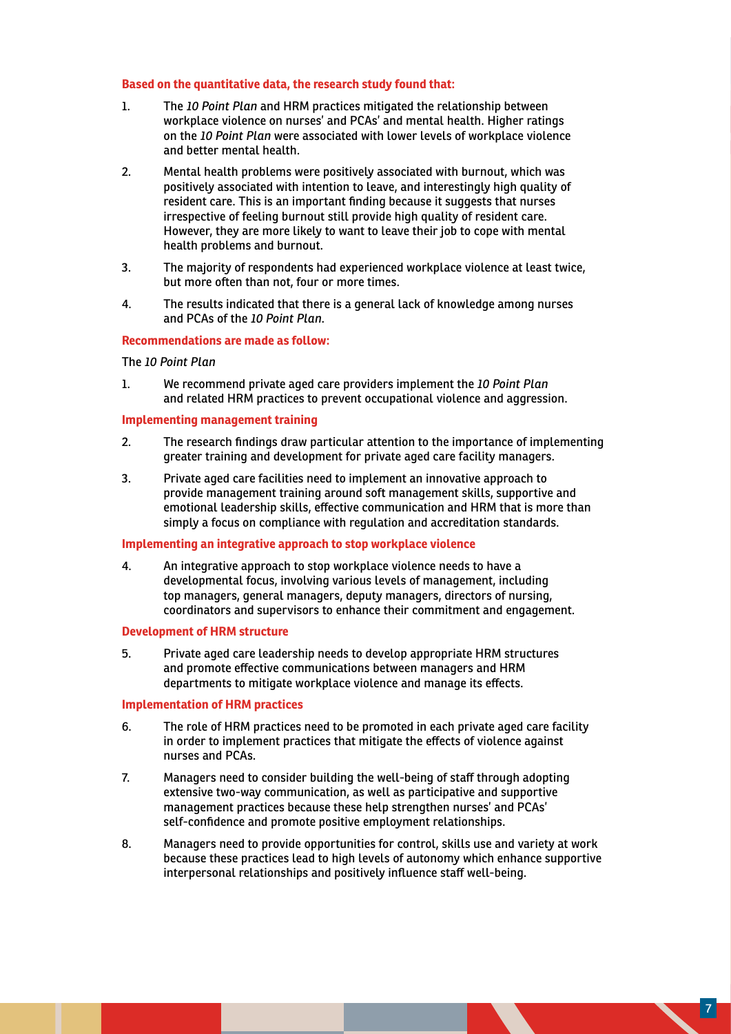**Based on the quantitative data, the research study found that:**

1. The *10 Point Plan* and HRM practices mitigated the relationship between workplace violence on nurses' and PCAs' and mental health. Higher ratings on the *10 Point Plan* were associated with lower levels of workplace violence and better mental health.
2. Mental health problems were positively associated with burnout, which was positively associated with intention to leave, and interestingly high quality of resident care. This is an important finding because it suggests that nurses irrespective of feeling burnout still provide high quality of resident care. However, they are more likely to want to leave their job to cope with mental health problems and burnout.
3. The majority of respondents had experienced workplace violence at least twice, but more often than not, four or more times.
4. The results indicated that there is a general lack of knowledge among nurses and PCAs of the *10 Point Plan*.

**Recommendations are made as follow:**

The *10 Point Plan*

1. We recommend private aged care providers implement the *10 Point Plan* and related HRM practices to prevent occupational violence and aggression.

**Implementing management training**

2. The research findings draw particular attention to the importance of implementing greater training and development for private aged care facility managers.
3. Private aged care facilities need to implement an innovative approach to provide management training around soft management skills, supportive and emotional leadership skills, effective communication and HRM that is more than simply a focus on compliance with regulation and accreditation standards.

**Implementing an integrative approach to stop workplace violence**

4. An integrative approach to stop workplace violence needs to have a developmental focus, involving various levels of management, including top managers, general managers, deputy managers, directors of nursing, coordinators and supervisors to enhance their commitment and engagement.

**Development of HRM structure**

5. Private aged care leadership needs to develop appropriate HRM structures and promote effective communications between managers and HRM departments to mitigate workplace violence and manage its effects.

**Implementation of HRM practices**

6. The role of HRM practices need to be promoted in each private aged care facility in order to implement practices that mitigate the effects of violence against nurses and PCAs.
7. Managers need to consider building the well-being of staff through adopting extensive two-way communication, as well as participative and supportive management practices because these help strengthen nurses' and PCAs' self-confidence and promote positive employment relationships.
8. Managers need to provide opportunities for control, skills use and variety at work because these practices lead to high levels of autonomy which enhance supportive interpersonal relationships and positively influence staff well-being.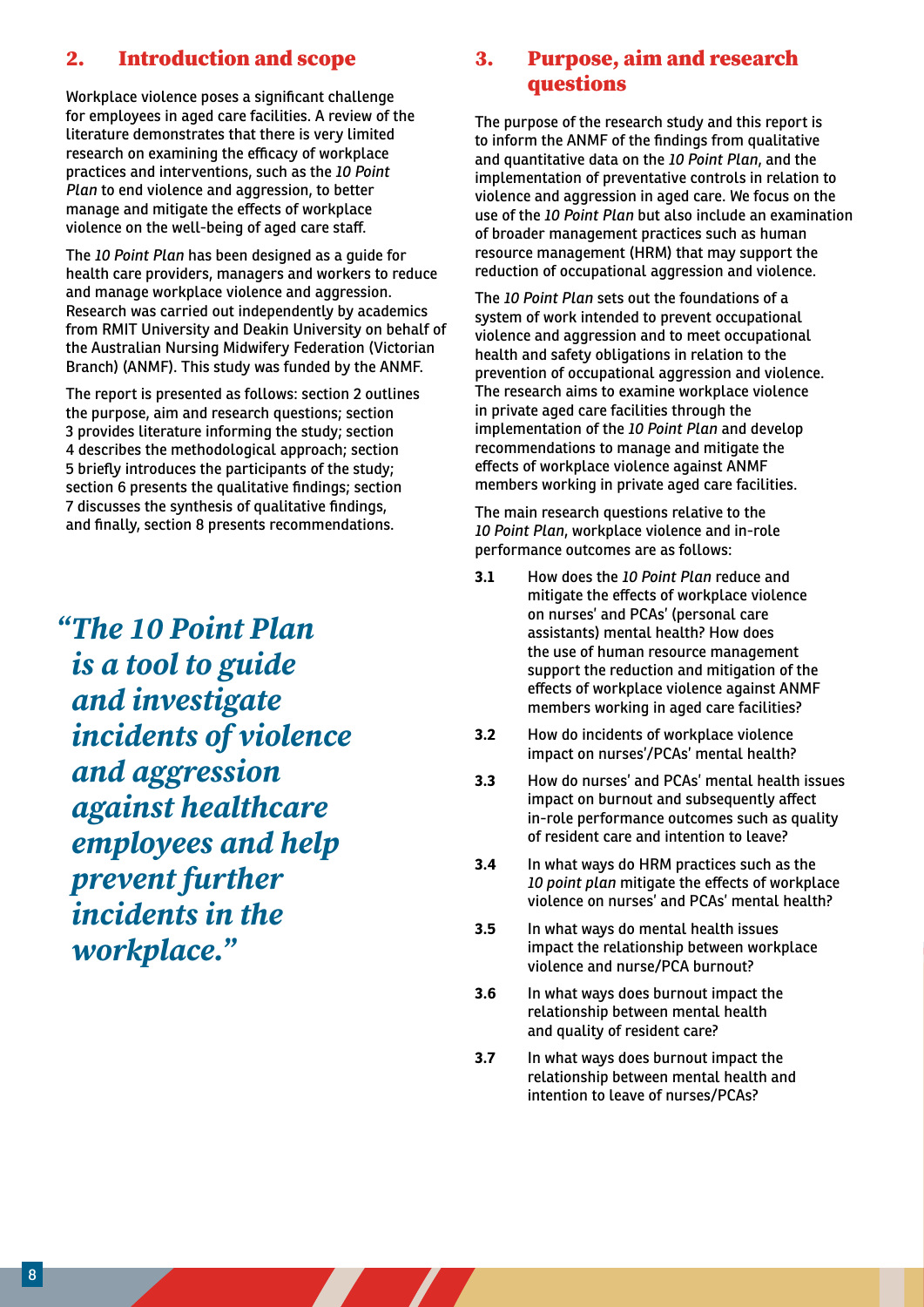## 2. Introduction and scope

Workplace violence poses a significant challenge for employees in aged care facilities. A review of the literature demonstrates that there is very limited research on examining the efficacy of workplace practices and interventions, such as the *10 Point Plan* to end violence and aggression, to better manage and mitigate the effects of workplace violence on the well-being of aged care staff.

The *10 Point Plan* has been designed as a guide for health care providers, managers and workers to reduce and manage workplace violence and aggression. Research was carried out independently by academics from RMIT University and Deakin University on behalf of the Australian Nursing Midwifery Federation (Victorian Branch) (ANMF). This study was funded by the ANMF.

The report is presented as follows: section 2 outlines the purpose, aim and research questions; section 3 provides literature informing the study; section 4 describes the methodological approach; section 5 briefly introduces the participants of the study; section 6 presents the qualitative findings; section 7 discusses the synthesis of qualitative findings, and finally, section 8 presents recommendations.

> ***"The 10 Point Plan is a tool to guide and investigate incidents of violence and aggression against healthcare employees and help prevent further incidents in the workplace."***

## 3. Purpose, aim and research questions

The purpose of the research study and this report is to inform the ANMF of the findings from qualitative and quantitative data on the *10 Point Plan*, and the implementation of preventative controls in relation to violence and aggression in aged care. We focus on the use of the *10 Point Plan* but also include an examination of broader management practices such as human resource management (HRM) that may support the reduction of occupational aggression and violence.

The *10 Point Plan* sets out the foundations of a system of work intended to prevent occupational violence and aggression and to meet occupational health and safety obligations in relation to the prevention of occupational aggression and violence. The research aims to examine workplace violence in private aged care facilities through the implementation of the *10 Point Plan* and develop recommendations to manage and mitigate the effects of workplace violence against ANMF members working in private aged care facilities.

The main research questions relative to the *10 Point Plan*, workplace violence and in-role performance outcomes are as follows:

- **3.1** How does the *10 Point Plan* reduce and mitigate the effects of workplace violence on nurses' and PCAs' (personal care assistants) mental health? How does the use of human resource management support the reduction and mitigation of the effects of workplace violence against ANMF members working in aged care facilities?
- **3.2** How do incidents of workplace violence impact on nurses'/PCAs' mental health?
- **3.3** How do nurses' and PCAs' mental health issues impact on burnout and subsequently affect in-role performance outcomes such as quality of resident care and intention to leave?
- **3.4** In what ways do HRM practices such as the *10 point plan* mitigate the effects of workplace violence on nurses' and PCAs' mental health?
- **3.5** In what ways do mental health issues impact the relationship between workplace violence and nurse/PCA burnout?
- **3.6** In what ways does burnout impact the relationship between mental health and quality of resident care?
- **3.7** In what ways does burnout impact the relationship between mental health and intention to leave of nurses/PCAs?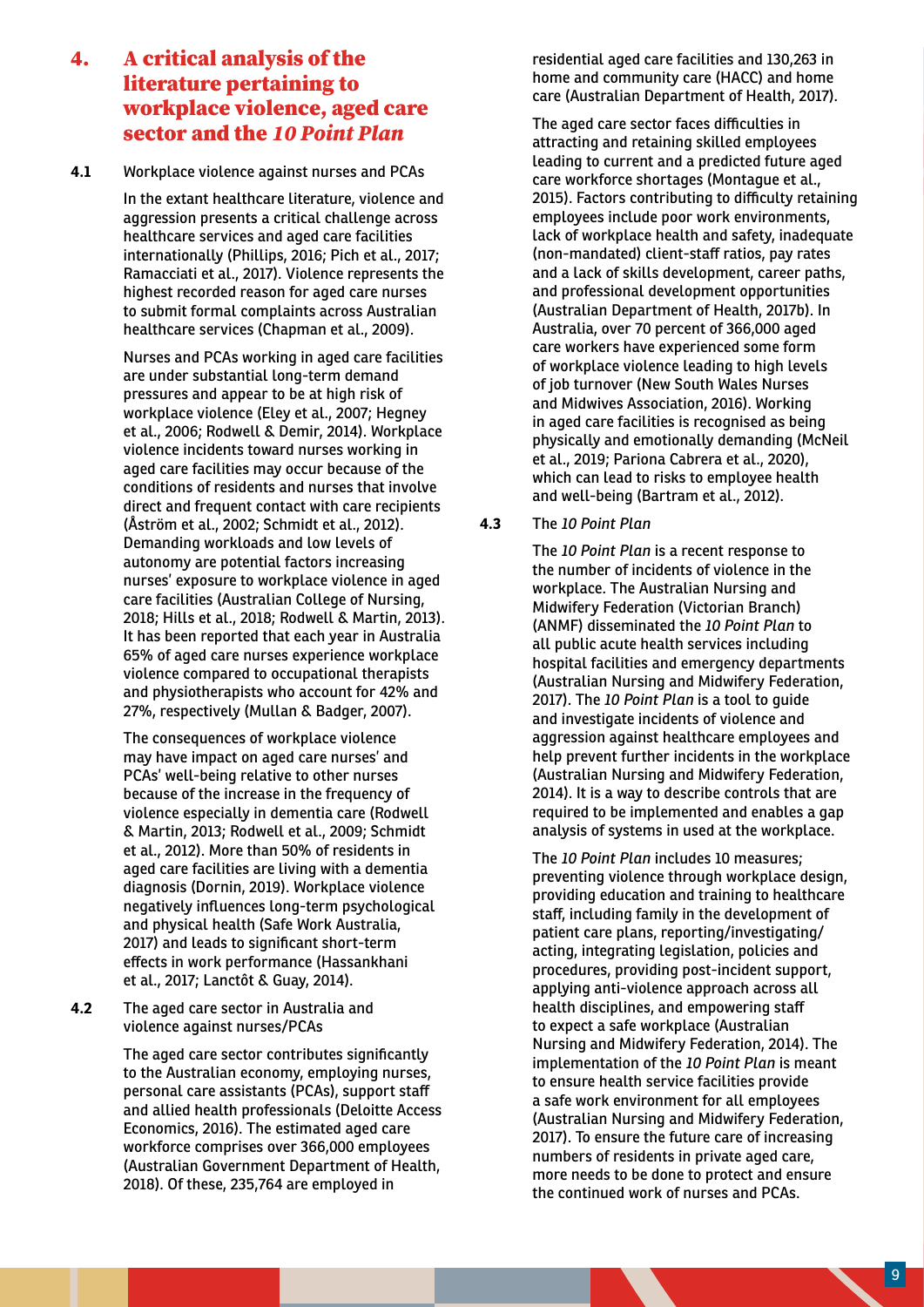# 4. A critical analysis of the literature pertaining to workplace violence, aged care sector and the *10 Point Plan*

## 4.1 Workplace violence against nurses and PCAs

In the extant healthcare literature, violence and aggression presents a critical challenge across healthcare services and aged care facilities internationally (Phillips, 2016; Pich et al., 2017; Ramacciati et al., 2017). Violence represents the highest recorded reason for aged care nurses to submit formal complaints across Australian healthcare services (Chapman et al., 2009).

Nurses and PCAs working in aged care facilities are under substantial long-term demand pressures and appear to be at high risk of workplace violence (Eley et al., 2007; Hegney et al., 2006; Rodwell & Demir, 2014). Workplace violence incidents toward nurses working in aged care facilities may occur because of the conditions of residents and nurses that involve direct and frequent contact with care recipients (Åström et al., 2002; Schmidt et al., 2012). Demanding workloads and low levels of autonomy are potential factors increasing nurses' exposure to workplace violence in aged care facilities (Australian College of Nursing, 2018; Hills et al., 2018; Rodwell & Martin, 2013). It has been reported that each year in Australia 65% of aged care nurses experience workplace violence compared to occupational therapists and physiotherapists who account for 42% and 27%, respectively (Mullan & Badger, 2007).

The consequences of workplace violence may have impact on aged care nurses' and PCAs' well-being relative to other nurses because of the increase in the frequency of violence especially in dementia care (Rodwell & Martin, 2013; Rodwell et al., 2009; Schmidt et al., 2012). More than 50% of residents in aged care facilities are living with a dementia diagnosis (Dornin, 2019). Workplace violence negatively influences long-term psychological and physical health (Safe Work Australia, 2017) and leads to significant short-term effects in work performance (Hassankhani et al., 2017; Lanctôt & Guay, 2014).

## 4.2 The aged care sector in Australia and violence against nurses/PCAs

The aged care sector contributes significantly to the Australian economy, employing nurses, personal care assistants (PCAs), support staff and allied health professionals (Deloitte Access Economics, 2016). The estimated aged care workforce comprises over 366,000 employees (Australian Government Department of Health, 2018). Of these, 235,764 are employed in residential aged care facilities and 130,263 in home and community care (HACC) and home care (Australian Department of Health, 2017).

The aged care sector faces difficulties in attracting and retaining skilled employees leading to current and a predicted future aged care workforce shortages (Montague et al., 2015). Factors contributing to difficulty retaining employees include poor work environments, lack of workplace health and safety, inadequate (non-mandated) client-staff ratios, pay rates and a lack of skills development, career paths, and professional development opportunities (Australian Department of Health, 2017b). In Australia, over 70 percent of 366,000 aged care workers have experienced some form of workplace violence leading to high levels of job turnover (New South Wales Nurses and Midwives Association, 2016). Working in aged care facilities is recognised as being physically and emotionally demanding (McNeil et al., 2019; Pariona Cabrera et al., 2020), which can lead to risks to employee health and well-being (Bartram et al., 2012).

## 4.3 The *10 Point Plan*

The *10 Point Plan* is a recent response to the number of incidents of violence in the workplace. The Australian Nursing and Midwifery Federation (Victorian Branch) (ANMF) disseminated the *10 Point Plan* to all public acute health services including hospital facilities and emergency departments (Australian Nursing and Midwifery Federation, 2017). The *10 Point Plan* is a tool to guide and investigate incidents of violence and aggression against healthcare employees and help prevent further incidents in the workplace (Australian Nursing and Midwifery Federation, 2014). It is a way to describe controls that are required to be implemented and enables a gap analysis of systems in used at the workplace.

The *10 Point Plan* includes 10 measures; preventing violence through workplace design, providing education and training to healthcare staff, including family in the development of patient care plans, reporting/investigating/acting, integrating legislation, policies and procedures, providing post-incident support, applying anti-violence approach across all health disciplines, and empowering staff to expect a safe workplace (Australian Nursing and Midwifery Federation, 2014). The implementation of the *10 Point Plan* is meant to ensure health service facilities provide a safe work environment for all employees (Australian Nursing and Midwifery Federation, 2017). To ensure the future care of increasing numbers of residents in private aged care, more needs to be done to protect and ensure the continued work of nurses and PCAs.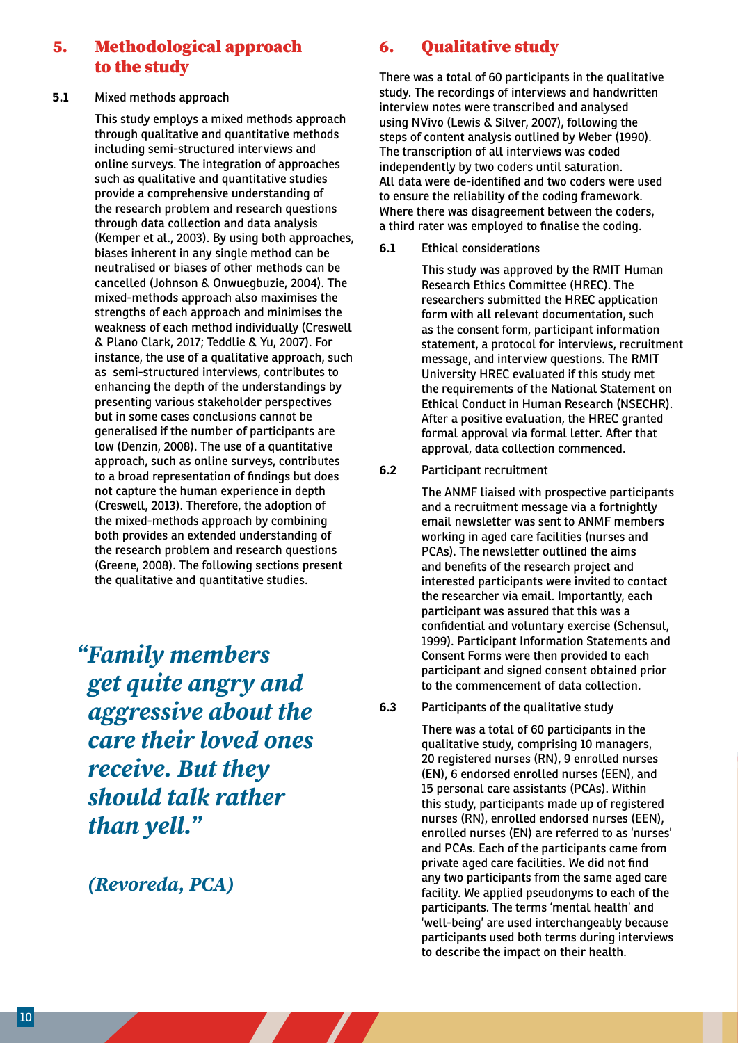## 5. Methodological approach to the study

### 5.1 Mixed methods approach

This study employs a mixed methods approach through qualitative and quantitative methods including semi-structured interviews and online surveys. The integration of approaches such as qualitative and quantitative studies provide a comprehensive understanding of the research problem and research questions through data collection and data analysis (Kemper et al., 2003). By using both approaches, biases inherent in any single method can be neutralised or biases of other methods can be cancelled (Johnson & Onwuegbuzie, 2004). The mixed-methods approach also maximises the strengths of each approach and minimises the weakness of each method individually (Creswell & Plano Clark, 2017; Teddlie & Yu, 2007). For instance, the use of a qualitative approach, such as semi-structured interviews, contributes to enhancing the depth of the understandings by presenting various stakeholder perspectives but in some cases conclusions cannot be generalised if the number of participants are low (Denzin, 2008). The use of a quantitative approach, such as online surveys, contributes to a broad representation of findings but does not capture the human experience in depth (Creswell, 2013). Therefore, the adoption of the mixed-methods approach by combining both provides an extended understanding of the research problem and research questions (Greene, 2008). The following sections present the qualitative and quantitative studies.

> ***"Family members get quite angry and aggressive about the care their loved ones receive. But they should talk rather than yell."***
>
> ***(Revoreda, PCA)***

## 6. Qualitative study

There was a total of 60 participants in the qualitative study. The recordings of interviews and handwritten interview notes were transcribed and analysed using NVivo (Lewis & Silver, 2007), following the steps of content analysis outlined by Weber (1990). The transcription of all interviews was coded independently by two coders until saturation. All data were de-identified and two coders were used to ensure the reliability of the coding framework. Where there was disagreement between the coders, a third rater was employed to finalise the coding.

### 6.1 Ethical considerations

This study was approved by the RMIT Human Research Ethics Committee (HREC). The researchers submitted the HREC application form with all relevant documentation, such as the consent form, participant information statement, a protocol for interviews, recruitment message, and interview questions. The RMIT University HREC evaluated if this study met the requirements of the National Statement on Ethical Conduct in Human Research (NSECHR). After a positive evaluation, the HREC granted formal approval via formal letter. After that approval, data collection commenced.

### 6.2 Participant recruitment

The ANMF liaised with prospective participants and a recruitment message via a fortnightly email newsletter was sent to ANMF members working in aged care facilities (nurses and PCAs). The newsletter outlined the aims and benefits of the research project and interested participants were invited to contact the researcher via email. Importantly, each participant was assured that this was a confidential and voluntary exercise (Schensul, 1999). Participant Information Statements and Consent Forms were then provided to each participant and signed consent obtained prior to the commencement of data collection.

### 6.3 Participants of the qualitative study

There was a total of 60 participants in the qualitative study, comprising 10 managers, 20 registered nurses (RN), 9 enrolled nurses (EN), 6 endorsed enrolled nurses (EEN), and 15 personal care assistants (PCAs). Within this study, participants made up of registered nurses (RN), enrolled endorsed nurses (EEN), enrolled nurses (EN) are referred to as 'nurses' and PCAs. Each of the participants came from private aged care facilities. We did not find any two participants from the same aged care facility. We applied pseudonyms to each of the participants. The terms 'mental health' and 'well-being' are used interchangeably because participants used both terms during interviews to describe the impact on their health.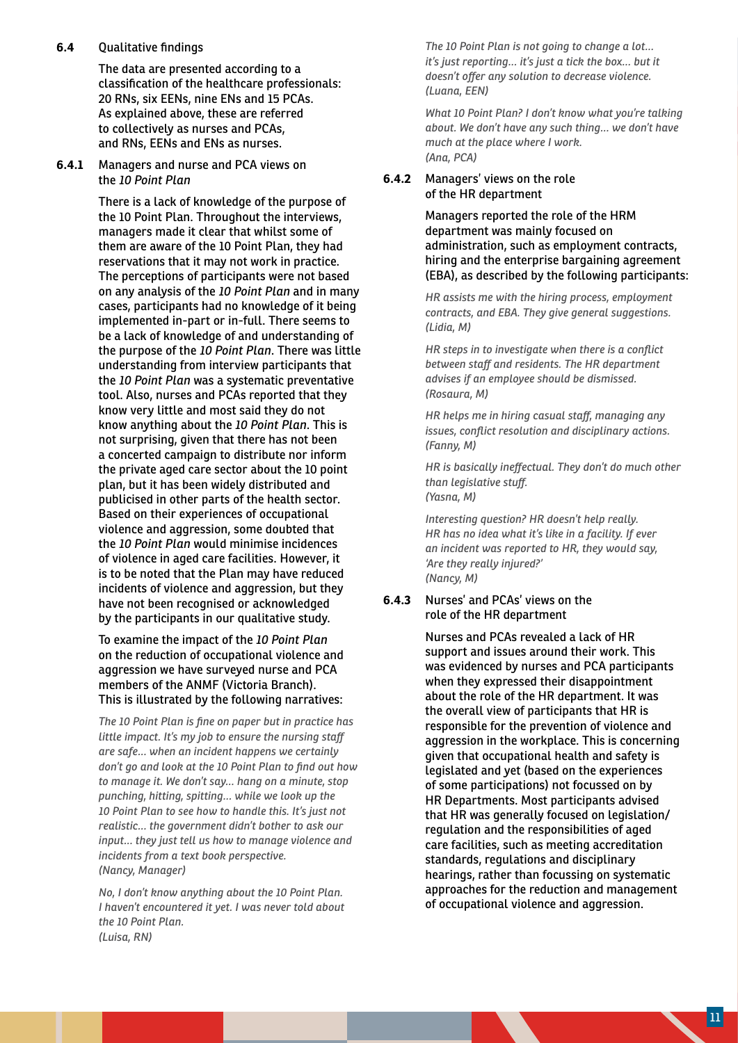## 6.4 Qualitative findings

The data are presented according to a classification of the healthcare professionals: 20 RNs, six EENs, nine ENs and 15 PCAs. As explained above, these are referred to collectively as nurses and PCAs, and RNs, EENs and ENs as nurses.

### 6.4.1 Managers and nurse and PCA views on the *10 Point Plan*

There is a lack of knowledge of the purpose of the 10 Point Plan. Throughout the interviews, managers made it clear that whilst some of them are aware of the 10 Point Plan, they had reservations that it may not work in practice. The perceptions of participants were not based on any analysis of the *10 Point Plan* and in many cases, participants had no knowledge of it being implemented in-part or in-full. There seems to be a lack of knowledge of and understanding of the purpose of the *10 Point Plan*. There was little understanding from interview participants that the *10 Point Plan* was a systematic preventative tool. Also, nurses and PCAs reported that they know very little and most said they do not know anything about the *10 Point Plan*. This is not surprising, given that there has not been a concerted campaign to distribute nor inform the private aged care sector about the 10 point plan, but it has been widely distributed and publicised in other parts of the health sector. Based on their experiences of occupational violence and aggression, some doubted that the *10 Point Plan* would minimise incidences of violence in aged care facilities. However, it is to be noted that the Plan may have reduced incidents of violence and aggression, but they have not been recognised or acknowledged by the participants in our qualitative study.

To examine the impact of the *10 Point Plan* on the reduction of occupational violence and aggression we have surveyed nurse and PCA members of the ANMF (Victoria Branch). This is illustrated by the following narratives:

> *The 10 Point Plan is fine on paper but in practice has little impact. It's my job to ensure the nursing staff are safe… when an incident happens we certainly don't go and look at the 10 Point Plan to find out how to manage it. We don't say… hang on a minute, stop punching, hitting, spitting… while we look up the 10 Point Plan to see how to handle this. It's just not realistic… the government didn't bother to ask our input… they just tell us how to manage violence and incidents from a text book perspective.*
> *(Nancy, Manager)*

> *No, I don't know anything about the 10 Point Plan. I haven't encountered it yet. I was never told about the 10 Point Plan.*
> *(Luisa, RN)*

> *The 10 Point Plan is not going to change a lot… it's just reporting… it's just a tick the box… but it doesn't offer any solution to decrease violence.*
> *(Luana, EEN)*

> *What 10 Point Plan? I don't know what you're talking about. We don't have any such thing… we don't have much at the place where I work.*
> *(Ana, PCA)*

### 6.4.2 Managers' views on the role of the HR department

Managers reported the role of the HRM department was mainly focused on administration, such as employment contracts, hiring and the enterprise bargaining agreement (EBA), as described by the following participants:

> *HR assists me with the hiring process, employment contracts, and EBA. They give general suggestions.*
> *(Lidia, M)*

> *HR steps in to investigate when there is a conflict between staff and residents. The HR department advises if an employee should be dismissed.*
> *(Rosaura, M)*

> *HR helps me in hiring casual staff, managing any issues, conflict resolution and disciplinary actions.*
> *(Fanny, M)*

> *HR is basically ineffectual. They don't do much other than legislative stuff.*
> *(Yasna, M)*

> *Interesting question? HR doesn't help really. HR has no idea what it's like in a facility. If ever an incident was reported to HR, they would say, 'Are they really injured?'*
> *(Nancy, M)*

### 6.4.3 Nurses' and PCAs' views on the role of the HR department

Nurses and PCAs revealed a lack of HR support and issues around their work. This was evidenced by nurses and PCA participants when they expressed their disappointment about the role of the HR department. It was the overall view of participants that HR is responsible for the prevention of violence and aggression in the workplace. This is concerning given that occupational health and safety is legislated and yet (based on the experiences of some participations) not focussed on by HR Departments. Most participants advised that HR was generally focused on legislation/regulation and the responsibilities of aged care facilities, such as meeting accreditation standards, regulations and disciplinary hearings, rather than focussing on systematic approaches for the reduction and management of occupational violence and aggression.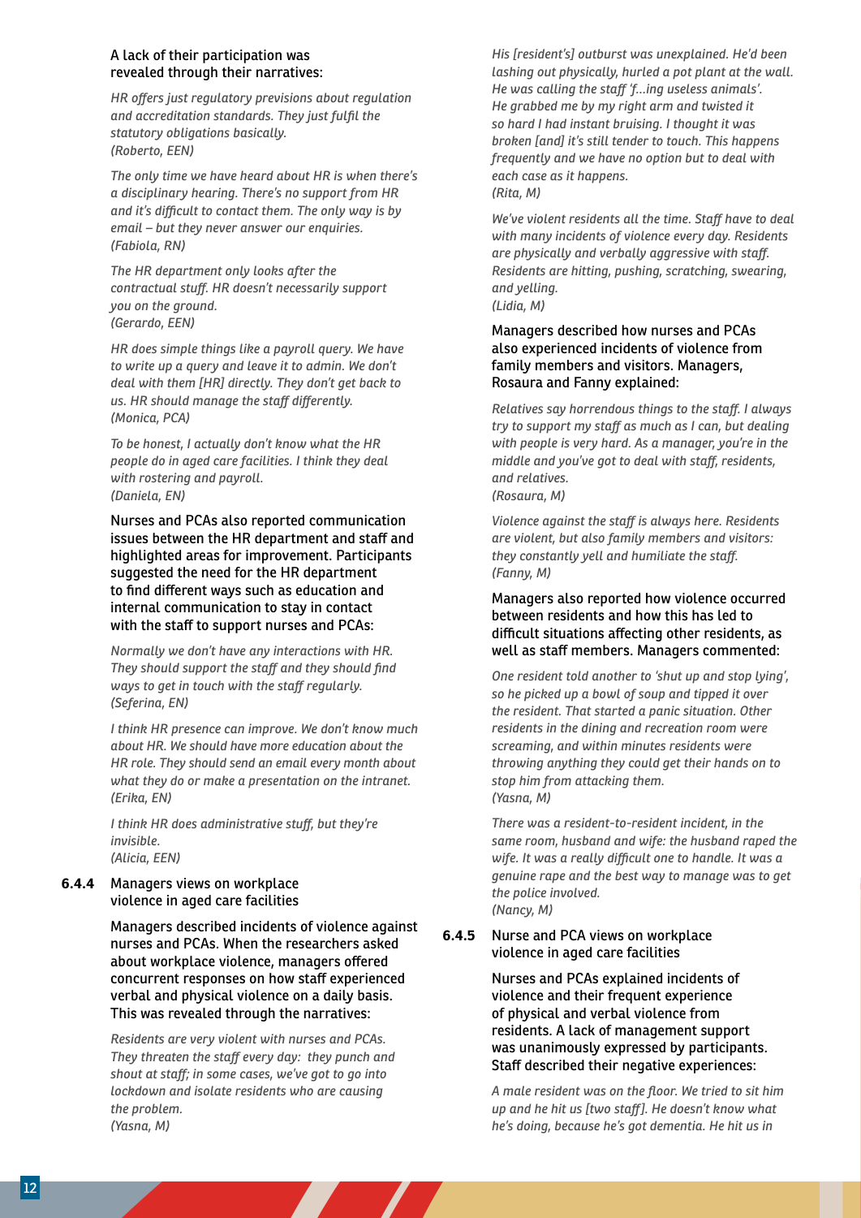A lack of their participation was revealed through their narratives:

*HR offers just regulatory previsions about regulation and accreditation standards. They just fulfil the statutory obligations basically.*
*(Roberto, EEN)*

*The only time we have heard about HR is when there's a disciplinary hearing. There's no support from HR and it's difficult to contact them. The only way is by email – but they never answer our enquiries.*
*(Fabiola, RN)*

*The HR department only looks after the contractual stuff. HR doesn't necessarily support you on the ground.*
*(Gerardo, EEN)*

*HR does simple things like a payroll query. We have to write up a query and leave it to admin. We don't deal with them [HR] directly. They don't get back to us. HR should manage the staff differently.*
*(Monica, PCA)*

*To be honest, I actually don't know what the HR people do in aged care facilities. I think they deal with rostering and payroll.*
*(Daniela, EN)*

Nurses and PCAs also reported communication issues between the HR department and staff and highlighted areas for improvement. Participants suggested the need for the HR department to find different ways such as education and internal communication to stay in contact with the staff to support nurses and PCAs:

*Normally we don't have any interactions with HR. They should support the staff and they should find ways to get in touch with the staff regularly.*
*(Seferina, EN)*

*I think HR presence can improve. We don't know much about HR. We should have more education about the HR role. They should send an email every month about what they do or make a presentation on the intranet.*
*(Erika, EN)*

*I think HR does administrative stuff, but they're invisible.*
*(Alicia, EEN)*

### 6.4.4 Managers views on workplace violence in aged care facilities

Managers described incidents of violence against nurses and PCAs. When the researchers asked about workplace violence, managers offered concurrent responses on how staff experienced verbal and physical violence on a daily basis. This was revealed through the narratives:

*Residents are very violent with nurses and PCAs. They threaten the staff every day: they punch and shout at staff; in some cases, we've got to go into lockdown and isolate residents who are causing the problem.*
*(Yasna, M)*

*His [resident's] outburst was unexplained. He'd been lashing out physically, hurled a pot plant at the wall. He was calling the staff 'f...ing useless animals'. He grabbed me by my right arm and twisted it so hard I had instant bruising. I thought it was broken [and] it's still tender to touch. This happens frequently and we have no option but to deal with each case as it happens.*
*(Rita, M)*

*We've violent residents all the time. Staff have to deal with many incidents of violence every day. Residents are physically and verbally aggressive with staff. Residents are hitting, pushing, scratching, swearing, and yelling.*
*(Lidia, M)*

Managers described how nurses and PCAs also experienced incidents of violence from family members and visitors. Managers, Rosaura and Fanny explained:

*Relatives say horrendous things to the staff. I always try to support my staff as much as I can, but dealing with people is very hard. As a manager, you're in the middle and you've got to deal with staff, residents, and relatives.*
*(Rosaura, M)*

*Violence against the staff is always here. Residents are violent, but also family members and visitors: they constantly yell and humiliate the staff.*
*(Fanny, M)*

Managers also reported how violence occurred between residents and how this has led to difficult situations affecting other residents, as well as staff members. Managers commented:

*One resident told another to 'shut up and stop lying', so he picked up a bowl of soup and tipped it over the resident. That started a panic situation. Other residents in the dining and recreation room were screaming, and within minutes residents were throwing anything they could get their hands on to stop him from attacking them.*
*(Yasna, M)*

*There was a resident-to-resident incident, in the same room, husband and wife: the husband raped the wife. It was a really difficult one to handle. It was a genuine rape and the best way to manage was to get the police involved.*
*(Nancy, M)*

### 6.4.5 Nurse and PCA views on workplace violence in aged care facilities

Nurses and PCAs explained incidents of violence and their frequent experience of physical and verbal violence from residents. A lack of management support was unanimously expressed by participants. Staff described their negative experiences:

*A male resident was on the floor. We tried to sit him up and he hit us [two staff]. He doesn't know what he's doing, because he's got dementia. He hit us in*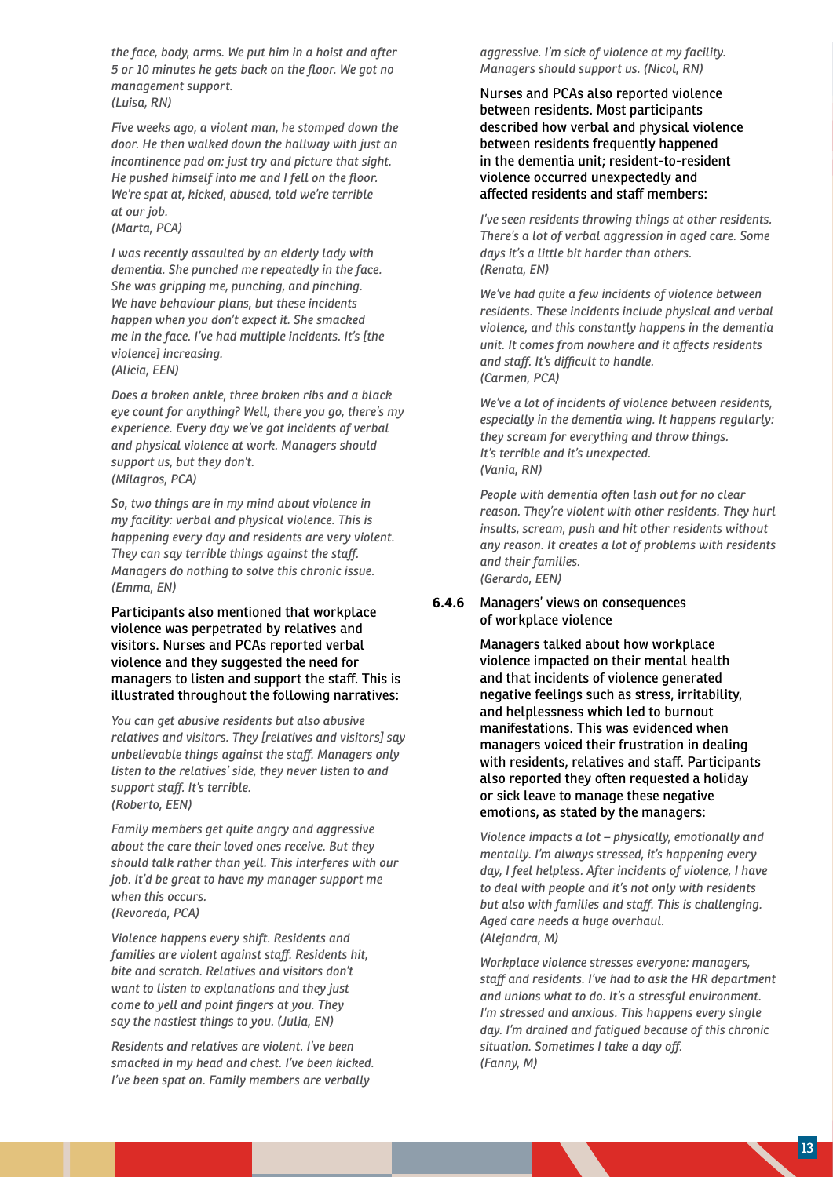*the face, body, arms. We put him in a hoist and after 5 or 10 minutes he gets back on the floor. We got no management support.*
*(Luisa, RN)*

*Five weeks ago, a violent man, he stomped down the door. He then walked down the hallway with just an incontinence pad on: just try and picture that sight. He pushed himself into me and I fell on the floor. We're spat at, kicked, abused, told we're terrible at our job.*
*(Marta, PCA)*

*I was recently assaulted by an elderly lady with dementia. She punched me repeatedly in the face. She was gripping me, punching, and pinching. We have behaviour plans, but these incidents happen when you don't expect it. She smacked me in the face. I've had multiple incidents. It's [the violence] increasing.*
*(Alicia, EEN)*

*Does a broken ankle, three broken ribs and a black eye count for anything? Well, there you go, there's my experience. Every day we've got incidents of verbal and physical violence at work. Managers should support us, but they don't.*
*(Milagros, PCA)*

*So, two things are in my mind about violence in my facility: verbal and physical violence. This is happening every day and residents are very violent. They can say terrible things against the staff. Managers do nothing to solve this chronic issue.*
*(Emma, EN)*

Participants also mentioned that workplace violence was perpetrated by relatives and visitors. Nurses and PCAs reported verbal violence and they suggested the need for managers to listen and support the staff. This is illustrated throughout the following narratives:

*You can get abusive residents but also abusive relatives and visitors. They [relatives and visitors] say unbelievable things against the staff. Managers only listen to the relatives' side, they never listen to and support staff. It's terrible.*
*(Roberto, EEN)*

*Family members get quite angry and aggressive about the care their loved ones receive. But they should talk rather than yell. This interferes with our job. It'd be great to have my manager support me when this occurs.*
*(Revoreda, PCA)*

*Violence happens every shift. Residents and families are violent against staff. Residents hit, bite and scratch. Relatives and visitors don't want to listen to explanations and they just come to yell and point fingers at you. They say the nastiest things to you. (Julia, EN)*

*Residents and relatives are violent. I've been smacked in my head and chest. I've been kicked. I've been spat on. Family members are verbally aggressive. I'm sick of violence at my facility. Managers should support us. (Nicol, RN)*

Nurses and PCAs also reported violence between residents. Most participants described how verbal and physical violence between residents frequently happened in the dementia unit; resident-to-resident violence occurred unexpectedly and affected residents and staff members:

*I've seen residents throwing things at other residents. There's a lot of verbal aggression in aged care. Some days it's a little bit harder than others.*
*(Renata, EN)*

*We've had quite a few incidents of violence between residents. These incidents include physical and verbal violence, and this constantly happens in the dementia unit. It comes from nowhere and it affects residents and staff. It's difficult to handle.*
*(Carmen, PCA)*

*We've a lot of incidents of violence between residents, especially in the dementia wing. It happens regularly: they scream for everything and throw things. It's terrible and it's unexpected.*
*(Vania, RN)*

*People with dementia often lash out for no clear reason. They're violent with other residents. They hurl insults, scream, push and hit other residents without any reason. It creates a lot of problems with residents and their families.*
*(Gerardo, EEN)*

#### 6.4.6 Managers' views on consequences of workplace violence

Managers talked about how workplace violence impacted on their mental health and that incidents of violence generated negative feelings such as stress, irritability, and helplessness which led to burnout manifestations. This was evidenced when managers voiced their frustration in dealing with residents, relatives and staff. Participants also reported they often requested a holiday or sick leave to manage these negative emotions, as stated by the managers:

*Violence impacts a lot – physically, emotionally and mentally. I'm always stressed, it's happening every day, I feel helpless. After incidents of violence, I have to deal with people and it's not only with residents but also with families and staff. This is challenging. Aged care needs a huge overhaul.*
*(Alejandra, M)*

*Workplace violence stresses everyone: managers, staff and residents. I've had to ask the HR department and unions what to do. It's a stressful environment. I'm stressed and anxious. This happens every single day. I'm drained and fatigued because of this chronic situation. Sometimes I take a day off.*
*(Fanny, M)*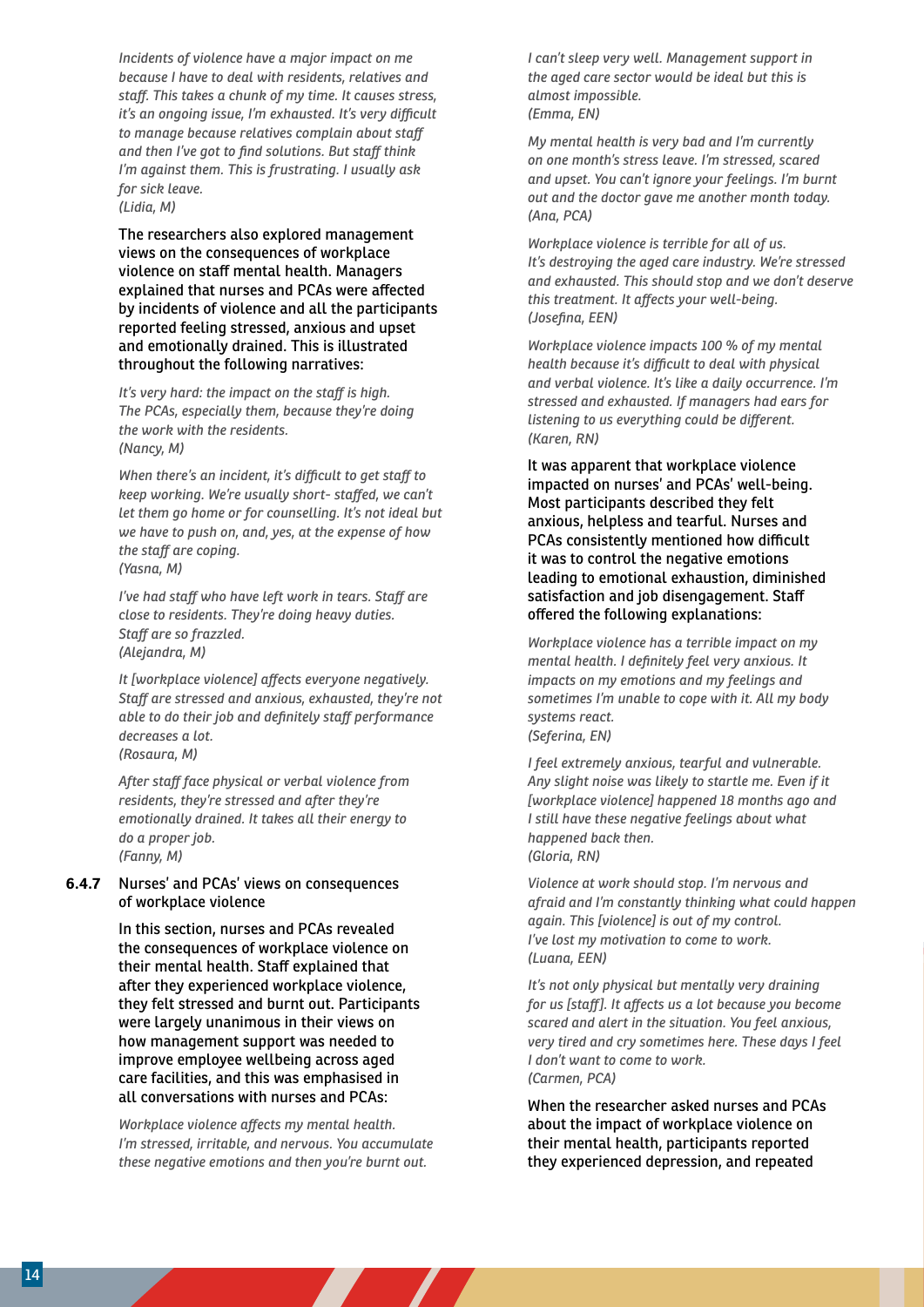*Incidents of violence have a major impact on me because I have to deal with residents, relatives and staff. This takes a chunk of my time. It causes stress, it's an ongoing issue, I'm exhausted. It's very difficult to manage because relatives complain about staff and then I've got to find solutions. But staff think I'm against them. This is frustrating. I usually ask for sick leave.*
*(Lidia, M)*

The researchers also explored management views on the consequences of workplace violence on staff mental health. Managers explained that nurses and PCAs were affected by incidents of violence and all the participants reported feeling stressed, anxious and upset and emotionally drained. This is illustrated throughout the following narratives:

*It's very hard: the impact on the staff is high. The PCAs, especially them, because they're doing the work with the residents.*
*(Nancy, M)*

*When there's an incident, it's difficult to get staff to keep working. We're usually short- staffed, we can't let them go home or for counselling. It's not ideal but we have to push on, and, yes, at the expense of how the staff are coping.*
*(Yasna, M)*

*I've had staff who have left work in tears. Staff are close to residents. They're doing heavy duties. Staff are so frazzled.*
*(Alejandra, M)*

*It [workplace violence] affects everyone negatively. Staff are stressed and anxious, exhausted, they're not able to do their job and definitely staff performance decreases a lot.*
*(Rosaura, M)*

*After staff face physical or verbal violence from residents, they're stressed and after they're emotionally drained. It takes all their energy to do a proper job.*
*(Fanny, M)*

### 6.4.7 Nurses' and PCAs' views on consequences of workplace violence

In this section, nurses and PCAs revealed the consequences of workplace violence on their mental health. Staff explained that after they experienced workplace violence, they felt stressed and burnt out. Participants were largely unanimous in their views on how management support was needed to improve employee wellbeing across aged care facilities, and this was emphasised in all conversations with nurses and PCAs:

*Workplace violence affects my mental health. I'm stressed, irritable, and nervous. You accumulate these negative emotions and then you're burnt out. I can't sleep very well. Management support in the aged care sector would be ideal but this is almost impossible.*
*(Emma, EN)*

*My mental health is very bad and I'm currently on one month's stress leave. I'm stressed, scared and upset. You can't ignore your feelings. I'm burnt out and the doctor gave me another month today.*
*(Ana, PCA)*

*Workplace violence is terrible for all of us. It's destroying the aged care industry. We're stressed and exhausted. This should stop and we don't deserve this treatment. It affects your well-being.*
*(Josefina, EEN)*

*Workplace violence impacts 100 % of my mental health because it's difficult to deal with physical and verbal violence. It's like a daily occurrence. I'm stressed and exhausted. If managers had ears for listening to us everything could be different.*
*(Karen, RN)*

It was apparent that workplace violence impacted on nurses' and PCAs' well-being. Most participants described they felt anxious, helpless and tearful. Nurses and PCAs consistently mentioned how difficult it was to control the negative emotions leading to emotional exhaustion, diminished satisfaction and job disengagement. Staff offered the following explanations:

*Workplace violence has a terrible impact on my mental health. I definitely feel very anxious. It impacts on my emotions and my feelings and sometimes I'm unable to cope with it. All my body systems react.*
*(Seferina, EN)*

*I feel extremely anxious, tearful and vulnerable. Any slight noise was likely to startle me. Even if it [workplace violence] happened 18 months ago and I still have these negative feelings about what happened back then.*
*(Gloria, RN)*

*Violence at work should stop. I'm nervous and afraid and I'm constantly thinking what could happen again. This [violence] is out of my control. I've lost my motivation to come to work.*
*(Luana, EEN)*

*It's not only physical but mentally very draining for us [staff]. It affects us a lot because you become scared and alert in the situation. You feel anxious, very tired and cry sometimes here. These days I feel I don't want to come to work.*
*(Carmen, PCA)*

When the researcher asked nurses and PCAs about the impact of workplace violence on their mental health, participants reported they experienced depression, and repeated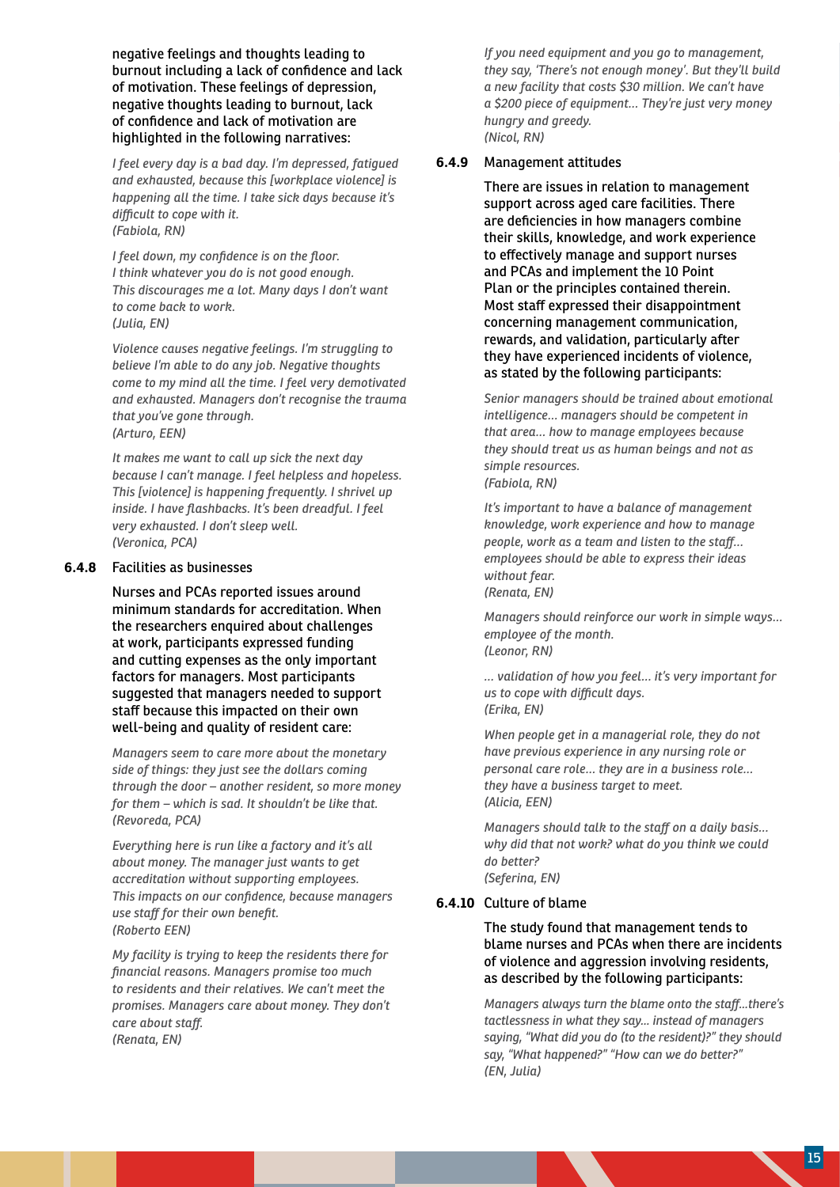negative feelings and thoughts leading to burnout including a lack of confidence and lack of motivation. These feelings of depression, negative thoughts leading to burnout, lack of confidence and lack of motivation are highlighted in the following narratives:

*I feel every day is a bad day. I'm depressed, fatigued and exhausted, because this [workplace violence] is happening all the time. I take sick days because it's difficult to cope with it.*
*(Fabiola, RN)*

*I feel down, my confidence is on the floor. I think whatever you do is not good enough. This discourages me a lot. Many days I don't want to come back to work.*
*(Julia, EN)*

*Violence causes negative feelings. I'm struggling to believe I'm able to do any job. Negative thoughts come to my mind all the time. I feel very demotivated and exhausted. Managers don't recognise the trauma that you've gone through.*
*(Arturo, EEN)*

*It makes me want to call up sick the next day because I can't manage. I feel helpless and hopeless. This [violence] is happening frequently. I shrivel up inside. I have flashbacks. It's been dreadful. I feel very exhausted. I don't sleep well.*
*(Veronica, PCA)*

### 6.4.8 Facilities as businesses

Nurses and PCAs reported issues around minimum standards for accreditation. When the researchers enquired about challenges at work, participants expressed funding and cutting expenses as the only important factors for managers. Most participants suggested that managers needed to support staff because this impacted on their own well-being and quality of resident care:

*Managers seem to care more about the monetary side of things: they just see the dollars coming through the door – another resident, so more money for them – which is sad. It shouldn't be like that.*
*(Revoreda, PCA)*

*Everything here is run like a factory and it's all about money. The manager just wants to get accreditation without supporting employees. This impacts on our confidence, because managers use staff for their own benefit.*
*(Roberto EEN)*

*My facility is trying to keep the residents there for financial reasons. Managers promise too much to residents and their relatives. We can't meet the promises. Managers care about money. They don't care about staff.*
*(Renata, EN)*

*If you need equipment and you go to management, they say, 'There's not enough money'. But they'll build a new facility that costs $30 million. We can't have a $200 piece of equipment... They're just very money hungry and greedy.*
*(Nicol, RN)*

### 6.4.9 Management attitudes

There are issues in relation to management support across aged care facilities. There are deficiencies in how managers combine their skills, knowledge, and work experience to effectively manage and support nurses and PCAs and implement the 10 Point Plan or the principles contained therein. Most staff expressed their disappointment concerning management communication, rewards, and validation, particularly after they have experienced incidents of violence, as stated by the following participants:

*Senior managers should be trained about emotional intelligence... managers should be competent in that area... how to manage employees because they should treat us as human beings and not as simple resources.*
*(Fabiola, RN)*

*It's important to have a balance of management knowledge, work experience and how to manage people, work as a team and listen to the staff... employees should be able to express their ideas without fear.*
*(Renata, EN)*

*Managers should reinforce our work in simple ways... employee of the month.*
*(Leonor, RN)*

*... validation of how you feel... it's very important for us to cope with difficult days.*
*(Erika, EN)*

*When people get in a managerial role, they do not have previous experience in any nursing role or personal care role... they are in a business role... they have a business target to meet.*
*(Alicia, EEN)*

*Managers should talk to the staff on a daily basis... why did that not work? what do you think we could do better?*
*(Seferina, EN)*

### 6.4.10 Culture of blame

The study found that management tends to blame nurses and PCAs when there are incidents of violence and aggression involving residents, as described by the following participants:

*Managers always turn the blame onto the staff...there's tactlessness in what they say... instead of managers saying, "What did you do (to the resident)?" they should say, "What happened?" "How can we do better?"*
*(EN, Julia)*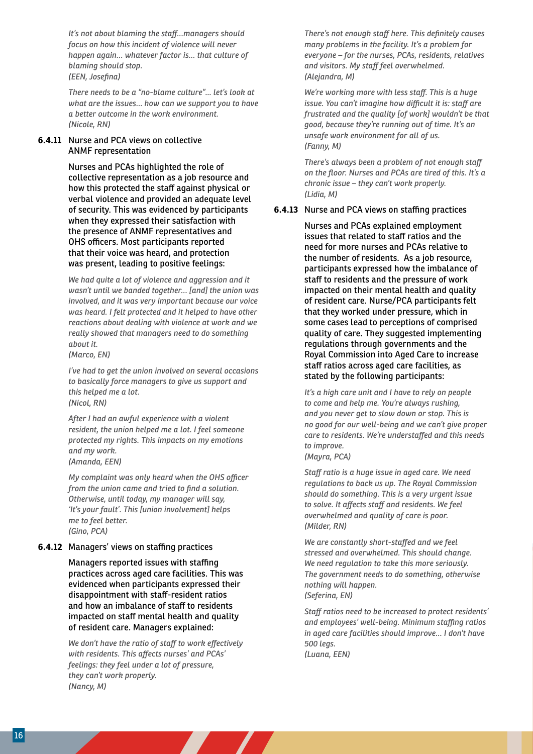*It's not about blaming the staff…managers should focus on how this incident of violence will never happen again… whatever factor is… that culture of blaming should stop.*
*(EEN, Josefina)*

*There needs to be a "no-blame culture"… let's look at what are the issues… how can we support you to have a better outcome in the work environment.*
*(Nicole, RN)*

### 6.4.11 Nurse and PCA views on collective ANMF representation

Nurses and PCAs highlighted the role of collective representation as a job resource and how this protected the staff against physical or verbal violence and provided an adequate level of security. This was evidenced by participants when they expressed their satisfaction with the presence of ANMF representatives and OHS officers. Most participants reported that their voice was heard, and protection was present, leading to positive feelings:

*We had quite a lot of violence and aggression and it wasn't until we banded together… [and] the union was involved, and it was very important because our voice was heard. I felt protected and it helped to have other reactions about dealing with violence at work and we really showed that managers need to do something about it.*
*(Marco, EN)*

*I've had to get the union involved on several occasions to basically force managers to give us support and this helped me a lot.*
*(Nicol, RN)*

*After I had an awful experience with a violent resident, the union helped me a lot. I feel someone protected my rights. This impacts on my emotions and my work.*
*(Amanda, EEN)*

*My complaint was only heard when the OHS officer from the union came and tried to find a solution. Otherwise, until today, my manager will say, 'It's your fault'. This [union involvement] helps me to feel better.*
*(Gino, PCA)*

### 6.4.12 Managers' views on staffing practices

Managers reported issues with staffing practices across aged care facilities. This was evidenced when participants expressed their disappointment with staff-resident ratios and how an imbalance of staff to residents impacted on staff mental health and quality of resident care. Managers explained:

*We don't have the ratio of staff to work effectively with residents. This affects nurses' and PCAs' feelings: they feel under a lot of pressure, they can't work properly.*
*(Nancy, M)*

*There's not enough staff here. This definitely causes many problems in the facility. It's a problem for everyone – for the nurses, PCAs, residents, relatives and visitors. My staff feel overwhelmed.*
*(Alejandra, M)*

*We're working more with less staff. This is a huge issue. You can't imagine how difficult it is: staff are frustrated and the quality [of work] wouldn't be that good, because they're running out of time. It's an unsafe work environment for all of us.*
*(Fanny, M)*

*There's always been a problem of not enough staff on the floor. Nurses and PCAs are tired of this. It's a chronic issue – they can't work properly.*
*(Lidia, M)*

### 6.4.13 Nurse and PCA views on staffing practices

Nurses and PCAs explained employment issues that related to staff ratios and the need for more nurses and PCAs relative to the number of residents. As a job resource, participants expressed how the imbalance of staff to residents and the pressure of work impacted on their mental health and quality of resident care. Nurse/PCA participants felt that they worked under pressure, which in some cases lead to perceptions of comprised quality of care. They suggested implementing regulations through governments and the Royal Commission into Aged Care to increase staff ratios across aged care facilities, as stated by the following participants:

*It's a high care unit and I have to rely on people to come and help me. You're always rushing, and you never get to slow down or stop. This is no good for our well-being and we can't give proper care to residents. We're understaffed and this needs to improve.*
*(Mayra, PCA)*

*Staff ratio is a huge issue in aged care. We need regulations to back us up. The Royal Commission should do something. This is a very urgent issue to solve. It affects staff and residents. We feel overwhelmed and quality of care is poor.*
*(Milder, RN)*

*We are constantly short-staffed and we feel stressed and overwhelmed. This should change. We need regulation to take this more seriously. The government needs to do something, otherwise nothing will happen.*
*(Seferina, EN)*

*Staff ratios need to be increased to protect residents' and employees' well-being. Minimum staffing ratios in aged care facilities should improve… I don't have 500 legs.*
*(Luana, EEN)*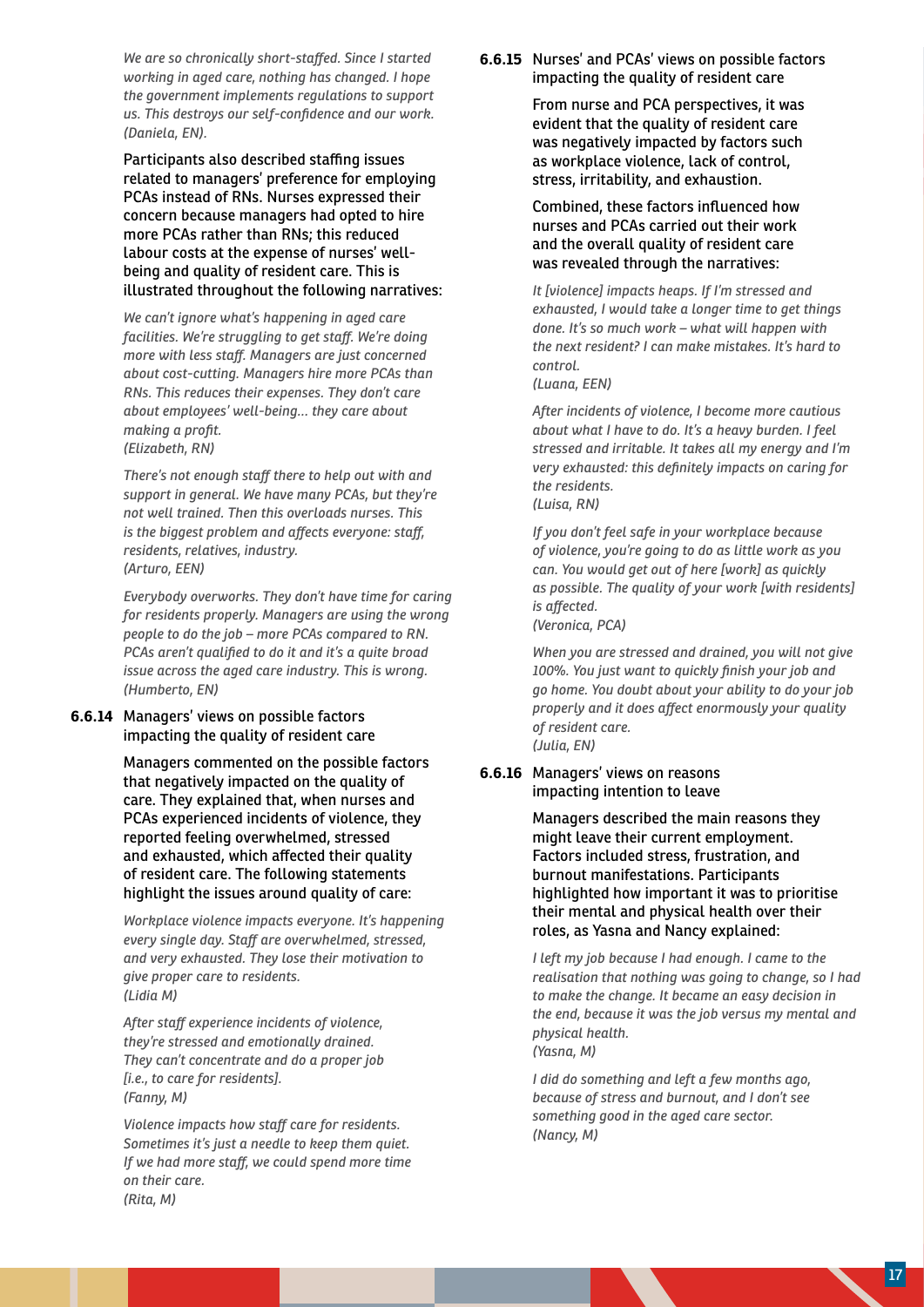*We are so chronically short-staffed. Since I started working in aged care, nothing has changed. I hope the government implements regulations to support us. This destroys our self-confidence and our work. (Daniela, EN).*

Participants also described staffing issues related to managers' preference for employing PCAs instead of RNs. Nurses expressed their concern because managers had opted to hire more PCAs rather than RNs; this reduced labour costs at the expense of nurses' well-being and quality of resident care. This is illustrated throughout the following narratives:

*We can't ignore what's happening in aged care facilities. We're struggling to get staff. We're doing more with less staff. Managers are just concerned about cost-cutting. Managers hire more PCAs than RNs. This reduces their expenses. They don't care about employees' well-being... they care about making a profit.*
*(Elizabeth, RN)*

*There's not enough staff there to help out with and support in general. We have many PCAs, but they're not well trained. Then this overloads nurses. This is the biggest problem and affects everyone: staff, residents, relatives, industry.*
*(Arturo, EEN)*

*Everybody overworks. They don't have time for caring for residents properly. Managers are using the wrong people to do the job – more PCAs compared to RN. PCAs aren't qualified to do it and it's a quite broad issue across the aged care industry. This is wrong.*
*(Humberto, EN)*

### 6.6.14 Managers' views on possible factors impacting the quality of resident care

Managers commented on the possible factors that negatively impacted on the quality of care. They explained that, when nurses and PCAs experienced incidents of violence, they reported feeling overwhelmed, stressed and exhausted, which affected their quality of resident care. The following statements highlight the issues around quality of care:

*Workplace violence impacts everyone. It's happening every single day. Staff are overwhelmed, stressed, and very exhausted. They lose their motivation to give proper care to residents.*
*(Lidia M)*

*After staff experience incidents of violence, they're stressed and emotionally drained. They can't concentrate and do a proper job [i.e., to care for residents].*
*(Fanny, M)*

*Violence impacts how staff care for residents. Sometimes it's just a needle to keep them quiet. If we had more staff, we could spend more time on their care.*
*(Rita, M)*

### 6.6.15 Nurses' and PCAs' views on possible factors impacting the quality of resident care

From nurse and PCA perspectives, it was evident that the quality of resident care was negatively impacted by factors such as workplace violence, lack of control, stress, irritability, and exhaustion.

Combined, these factors influenced how nurses and PCAs carried out their work and the overall quality of resident care was revealed through the narratives:

*It [violence] impacts heaps. If I'm stressed and exhausted, I would take a longer time to get things done. It's so much work – what will happen with the next resident? I can make mistakes. It's hard to control.*
*(Luana, EEN)*

*After incidents of violence, I become more cautious about what I have to do. It's a heavy burden. I feel stressed and irritable. It takes all my energy and I'm very exhausted: this definitely impacts on caring for the residents.*
*(Luisa, RN)*

*If you don't feel safe in your workplace because of violence, you're going to do as little work as you can. You would get out of here [work] as quickly as possible. The quality of your work [with residents] is affected.*
*(Veronica, PCA)*

*When you are stressed and drained, you will not give 100%. You just want to quickly finish your job and go home. You doubt about your ability to do your job properly and it does affect enormously your quality of resident care.*
*(Julia, EN)*

### 6.6.16 Managers' views on reasons impacting intention to leave

Managers described the main reasons they might leave their current employment. Factors included stress, frustration, and burnout manifestations. Participants highlighted how important it was to prioritise their mental and physical health over their roles, as Yasna and Nancy explained:

*I left my job because I had enough. I came to the realisation that nothing was going to change, so I had to make the change. It became an easy decision in the end, because it was the job versus my mental and physical health.*
*(Yasna, M)*

*I did do something and left a few months ago, because of stress and burnout, and I don't see something good in the aged care sector.*
*(Nancy, M)*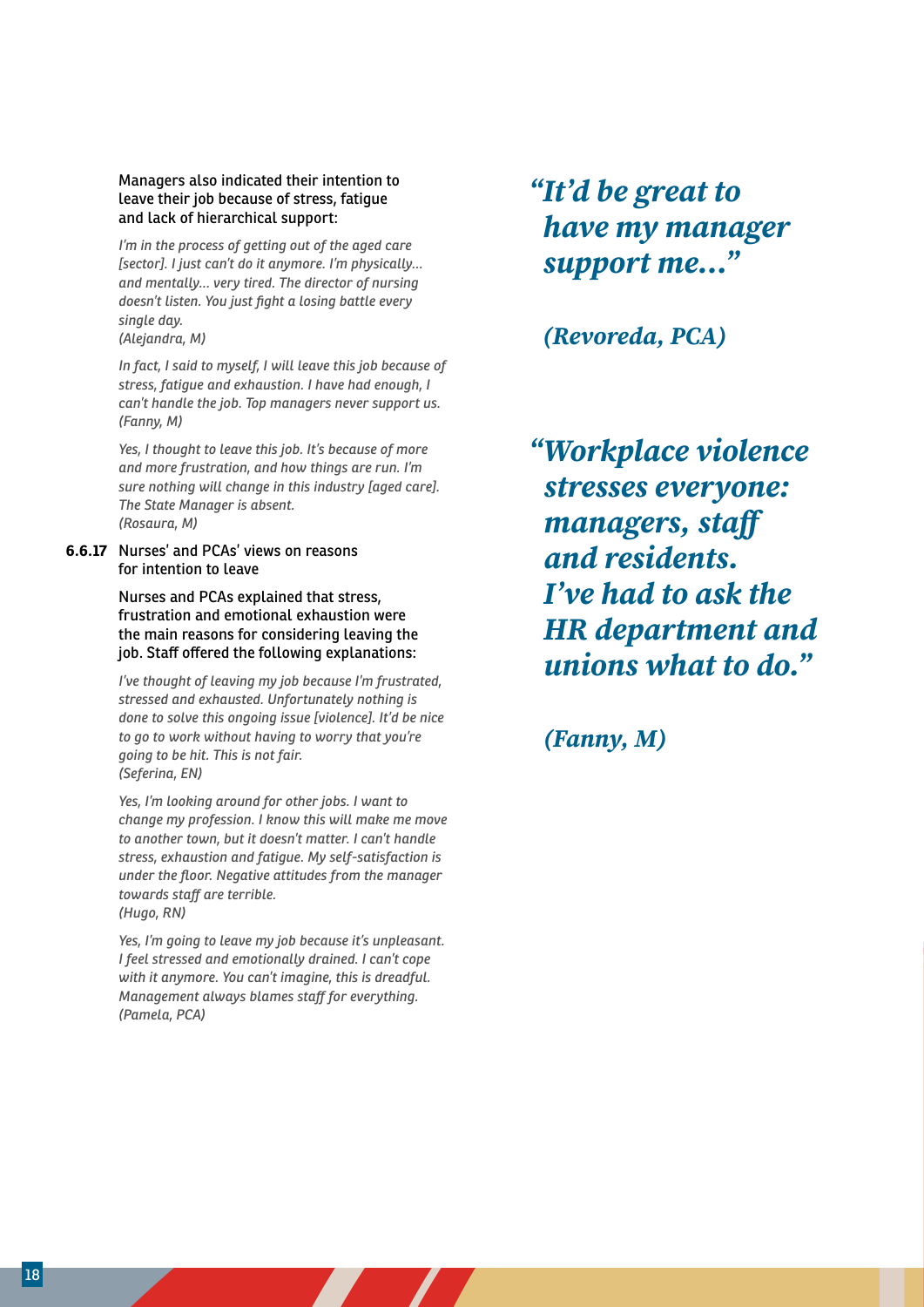Managers also indicated their intention to leave their job because of stress, fatigue and lack of hierarchical support:

*I'm in the process of getting out of the aged care [sector]. I just can't do it anymore. I'm physically... and mentally... very tired. The director of nursing doesn't listen. You just fight a losing battle every single day.*
*(Alejandra, M)*

*In fact, I said to myself, I will leave this job because of stress, fatigue and exhaustion. I have had enough, I can't handle the job. Top managers never support us.*
*(Fanny, M)*

*Yes, I thought to leave this job. It's because of more and more frustration, and how things are run. I'm sure nothing will change in this industry [aged care]. The State Manager is absent.*
*(Rosaura, M)*

### 6.6.17 Nurses' and PCAs' views on reasons for intention to leave

Nurses and PCAs explained that stress, frustration and emotional exhaustion were the main reasons for considering leaving the job. Staff offered the following explanations:

*I've thought of leaving my job because I'm frustrated, stressed and exhausted. Unfortunately nothing is done to solve this ongoing issue [violence]. It'd be nice to go to work without having to worry that you're going to be hit. This is not fair.*
*(Seferina, EN)*

*Yes, I'm looking around for other jobs. I want to change my profession. I know this will make me move to another town, but it doesn't matter. I can't handle stress, exhaustion and fatigue. My self-satisfaction is under the floor. Negative attitudes from the manager towards staff are terrible.*
*(Hugo, RN)*

*Yes, I'm going to leave my job because it's unpleasant. I feel stressed and emotionally drained. I can't cope with it anymore. You can't imagine, this is dreadful. Management always blames staff for everything.*
*(Pamela, PCA)*

> ***"It'd be great to have my manager support me..."***
>
> ***(Revoreda, PCA)***

> ***"Workplace violence stresses everyone: managers, staff and residents. I've had to ask the HR department and unions what to do."***
>
> ***(Fanny, M)***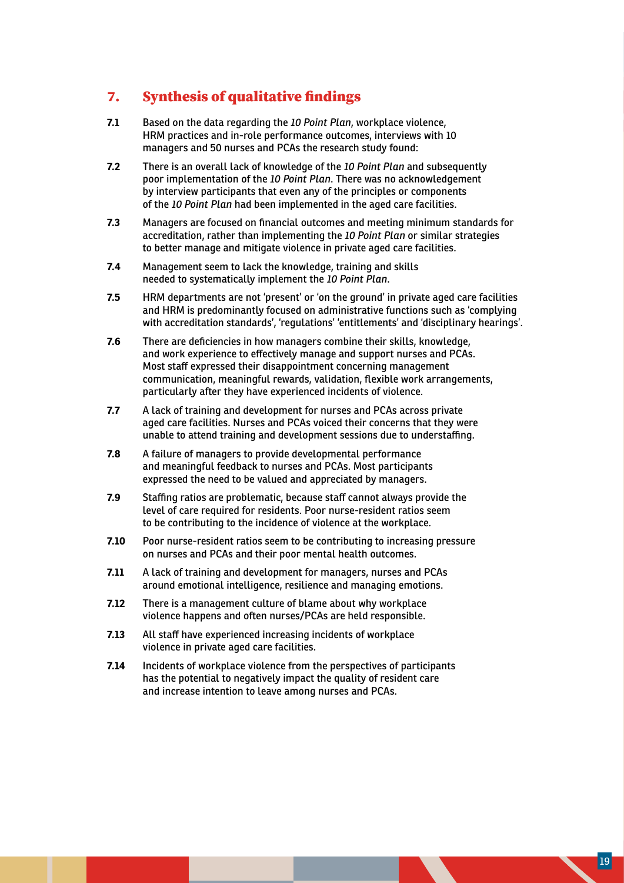## 7. Synthesis of qualitative findings

**7.1** Based on the data regarding the *10 Point Plan*, workplace violence, HRM practices and in-role performance outcomes, interviews with 10 managers and 50 nurses and PCAs the research study found:

**7.2** There is an overall lack of knowledge of the *10 Point Plan* and subsequently poor implementation of the *10 Point Plan*. There was no acknowledgement by interview participants that even any of the principles or components of the *10 Point Plan* had been implemented in the aged care facilities.

**7.3** Managers are focused on financial outcomes and meeting minimum standards for accreditation, rather than implementing the *10 Point Plan* or similar strategies to better manage and mitigate violence in private aged care facilities.

**7.4** Management seem to lack the knowledge, training and skills needed to systematically implement the *10 Point Plan*.

**7.5** HRM departments are not 'present' or 'on the ground' in private aged care facilities and HRM is predominantly focused on administrative functions such as 'complying with accreditation standards', 'regulations' 'entitlements' and 'disciplinary hearings'.

**7.6** There are deficiencies in how managers combine their skills, knowledge, and work experience to effectively manage and support nurses and PCAs. Most staff expressed their disappointment concerning management communication, meaningful rewards, validation, flexible work arrangements, particularly after they have experienced incidents of violence.

**7.7** A lack of training and development for nurses and PCAs across private aged care facilities. Nurses and PCAs voiced their concerns that they were unable to attend training and development sessions due to understaffing.

**7.8** A failure of managers to provide developmental performance and meaningful feedback to nurses and PCAs. Most participants expressed the need to be valued and appreciated by managers.

**7.9** Staffing ratios are problematic, because staff cannot always provide the level of care required for residents. Poor nurse-resident ratios seem to be contributing to the incidence of violence at the workplace.

**7.10** Poor nurse-resident ratios seem to be contributing to increasing pressure on nurses and PCAs and their poor mental health outcomes.

**7.11** A lack of training and development for managers, nurses and PCAs around emotional intelligence, resilience and managing emotions.

**7.12** There is a management culture of blame about why workplace violence happens and often nurses/PCAs are held responsible.

**7.13** All staff have experienced increasing incidents of workplace violence in private aged care facilities.

**7.14** Incidents of workplace violence from the perspectives of participants has the potential to negatively impact the quality of resident care and increase intention to leave among nurses and PCAs.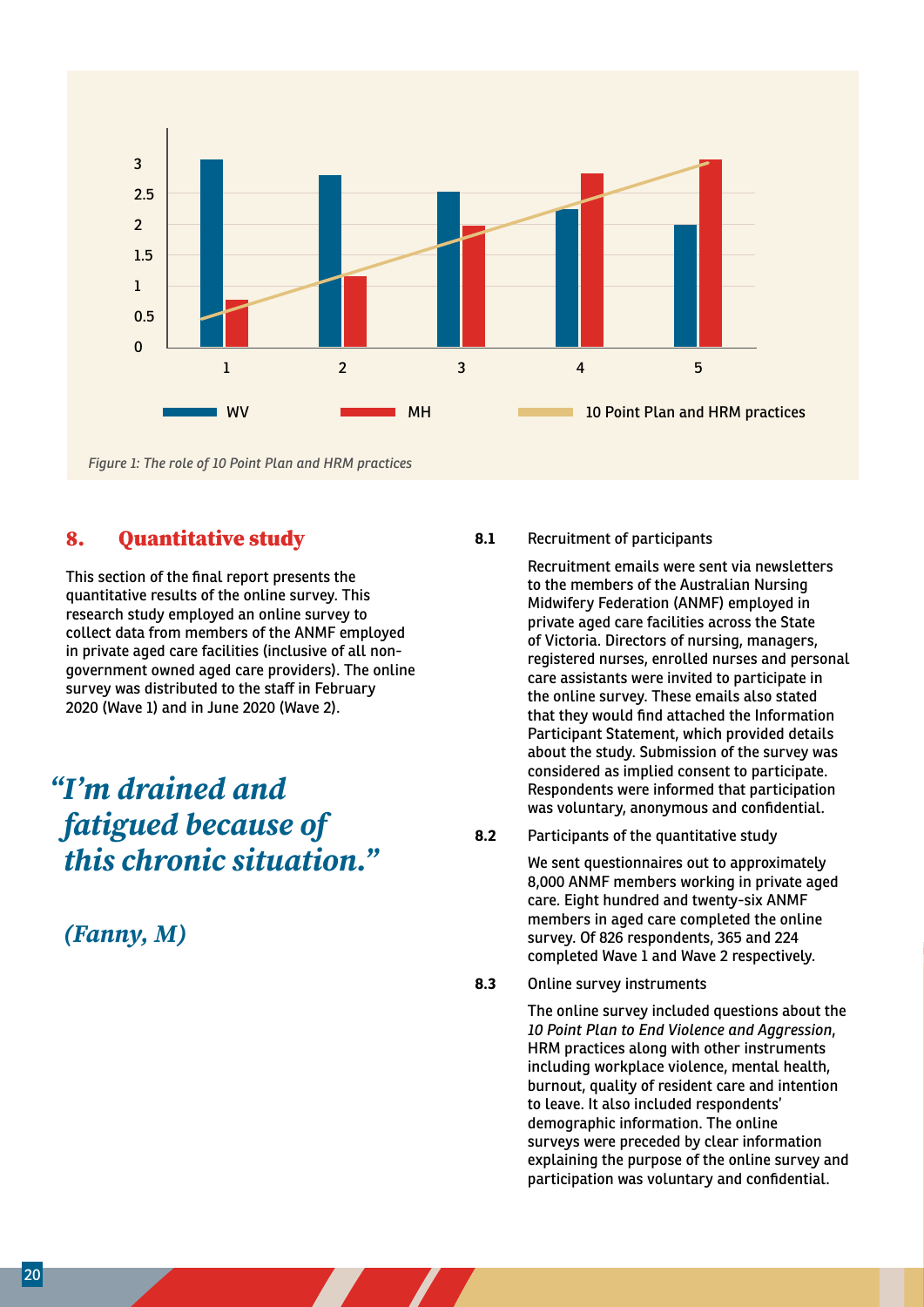Figure 1: The role of 10 Point Plan and HRM practices

## 8. Quantitative study

This section of the final report presents the quantitative results of the online survey. This research study employed an online survey to collect data from members of the ANMF employed in private aged care facilities (inclusive of all non-government owned aged care providers). The online survey was distributed to the staff in February 2020 (Wave 1) and in June 2020 (Wave 2).

> ***"I'm drained and fatigued because of this chronic situation."***
>
> ***(Fanny, M)***

**8.1** Recruitment of participants

Recruitment emails were sent via newsletters to the members of the Australian Nursing Midwifery Federation (ANMF) employed in private aged care facilities across the State of Victoria. Directors of nursing, managers, registered nurses, enrolled nurses and personal care assistants were invited to participate in the online survey. These emails also stated that they would find attached the Information Participant Statement, which provided details about the study. Submission of the survey was considered as implied consent to participate. Respondents were informed that participation was voluntary, anonymous and confidential.

**8.2** Participants of the quantitative study

We sent questionnaires out to approximately 8,000 ANMF members working in private aged care. Eight hundred and twenty-six ANMF members in aged care completed the online survey. Of 826 respondents, 365 and 224 completed Wave 1 and Wave 2 respectively.

**8.3** Online survey instruments

The online survey included questions about the *10 Point Plan to End Violence and Aggression*, HRM practices along with other instruments including workplace violence, mental health, burnout, quality of resident care and intention to leave. It also included respondents' demographic information. The online surveys were preceded by clear information explaining the purpose of the online survey and participation was voluntary and confidential.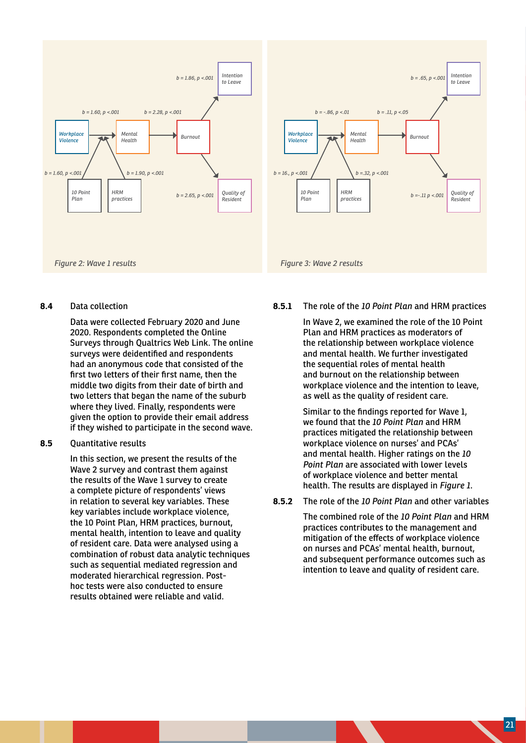Workplace Violence → Mental Health: $b = 1.60, p < .001$

Mental Health → Burnout: $b = 2.28, p < .001$

Burnout → Intention to Leave: $b = 1.86, p < .001$

Burnout → Quality of Resident: $b = 2.65, p < .001$

10 Point Plan: $b = 1.60, p < .001$

HRM practices: $b = 1.90, p < .001$

*Figure 2: Wave 1 results*

Workplace Violence → Mental Health: $b = -.86, p < .01$

Mental Health → Burnout: $b = .11, p < .05$

Burnout → Intention to Leave: $b = .65, p < .001$

Burnout → Quality of Resident: $b = -.11$ $p < .001$

10 Point Plan: $b = 16., p < .001$

HRM practices: $b = .32, p < .001$

*Figure 3: Wave 2 results*

## 8.4 Data collection

Data were collected February 2020 and June 2020. Respondents completed the Online Surveys through Qualtrics Web Link. The online surveys were deidentified and respondents had an anonymous code that consisted of the first two letters of their first name, then the middle two digits from their date of birth and two letters that began the name of the suburb where they lived. Finally, respondents were given the option to provide their email address if they wished to participate in the second wave.

## 8.5 Quantitative results

In this section, we present the results of the Wave 2 survey and contrast them against the results of the Wave 1 survey to create a complete picture of respondents' views in relation to several key variables. These key variables include workplace violence, the 10 Point Plan, HRM practices, burnout, mental health, intention to leave and quality of resident care. Data were analysed using a combination of robust data analytic techniques such as sequential mediated regression and moderated hierarchical regression. Post-hoc tests were also conducted to ensure results obtained were reliable and valid.

### 8.5.1 The role of the *10 Point Plan* and HRM practices

In Wave 2, we examined the role of the 10 Point Plan and HRM practices as moderators of the relationship between workplace violence and mental health. We further investigated the sequential roles of mental health and burnout on the relationship between workplace violence and the intention to leave, as well as the quality of resident care.

Similar to the findings reported for Wave 1, we found that the *10 Point Plan* and HRM practices mitigated the relationship between workplace violence on nurses' and PCAs' and mental health. Higher ratings on the *10 Point Plan* are associated with lower levels of workplace violence and better mental health. The results are displayed in *Figure 1*.

### 8.5.2 The role of the *10 Point Plan* and other variables

The combined role of the *10 Point Plan* and HRM practices contributes to the management and mitigation of the effects of workplace violence on nurses and PCAs' mental health, burnout, and subsequent performance outcomes such as intention to leave and quality of resident care.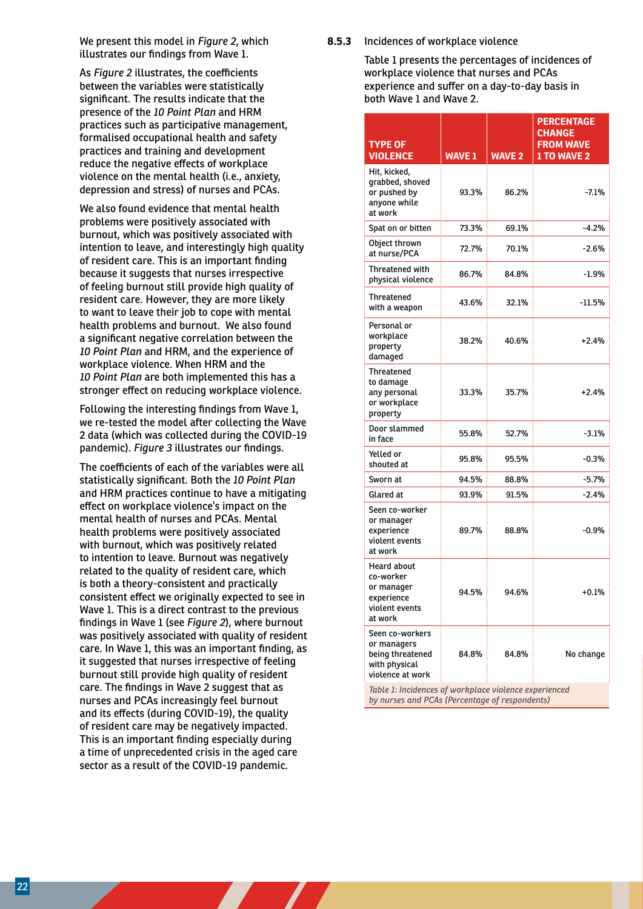We present this model in *Figure 2*, which illustrates our findings from Wave 1.

As *Figure 2* illustrates, the coefficients between the variables were statistically significant. The results indicate that the presence of the *10 Point Plan* and HRM practices such as participative management, formalised occupational health and safety practices and training and development reduce the negative effects of workplace violence on the mental health (i.e., anxiety, depression and stress) of nurses and PCAs.

We also found evidence that mental health problems were positively associated with burnout, which was positively associated with intention to leave, and interestingly high quality of resident care. This is an important finding because it suggests that nurses irrespective of feeling burnout still provide high quality of resident care. However, they are more likely to want to leave their job to cope with mental health problems and burnout. We also found a significant negative correlation between the *10 Point Plan* and HRM, and the experience of workplace violence. When HRM and the *10 Point Plan* are both implemented this has a stronger effect on reducing workplace violence.

Following the interesting findings from Wave 1, we re-tested the model after collecting the Wave 2 data (which was collected during the COVID-19 pandemic). *Figure 3* illustrates our findings.

The coefficients of each of the variables were all statistically significant. Both the *10 Point Plan* and HRM practices continue to have a mitigating effect on workplace violence's impact on the mental health of nurses and PCAs. Mental health problems were positively associated with burnout, which was positively related to intention to leave. Burnout was negatively related to the quality of resident care, which is both a theory-consistent and practically consistent effect we originally expected to see in Wave 1. This is a direct contrast to the previous findings in Wave 1 (see *Figure 2*), where burnout was positively associated with quality of resident care. In Wave 1, this was an important finding, as it suggested that nurses irrespective of feeling burnout still provide high quality of resident care. The findings in Wave 2 suggest that as nurses and PCAs increasingly feel burnout and its effects (during COVID-19), the quality of resident care may be negatively impacted. This is an important finding especially during a time of unprecedented crisis in the aged care sector as a result of the COVID-19 pandemic.

### 8.5.3 Incidences of workplace violence

Table 1 presents the percentages of incidences of workplace violence that nurses and PCAs experience and suffer on a day-to-day basis in both Wave 1 and Wave 2.

| TYPE OF VIOLENCE | WAVE 1 | WAVE 2 | PERCENTAGE CHANGE FROM WAVE 1 TO WAVE 2 |
|---|---|---|---|
| Hit, kicked, grabbed, shoved or pushed by anyone while at work | 93.3% | 86.2% | -7.1% |
| Spat on or bitten | 73.3% | 69.1% | -4.2% |
| Object thrown at nurse/PCA | 72.7% | 70.1% | -2.6% |
| Threatened with physical violence | 86.7% | 84.8% | -1.9% |
| Threatened with a weapon | 43.6% | 32.1% | -11.5% |
| Personal or workplace property damaged | 38.2% | 40.6% | +2.4% |
| Threatened to damage any personal or workplace property | 33.3% | 35.7% | +2.4% |
| Door slammed in face | 55.8% | 52.7% | -3.1% |
| Yelled or shouted at | 95.8% | 95.5% | -0.3% |
| Sworn at | 94.5% | 88.8% | -5.7% |
| Glared at | 93.9% | 91.5% | -2.4% |
| Seen co-worker or manager experience violent events at work | 89.7% | 88.8% | -0.9% |
| Heard about co-worker or manager experience violent events at work | 94.5% | 94.6% | +0.1% |
| Seen co-workers or managers being threatened with physical violence at work | 84.8% | 84.8% | No change |

*Table 1: Incidences of workplace violence experienced by nurses and PCAs (Percentage of respondents)*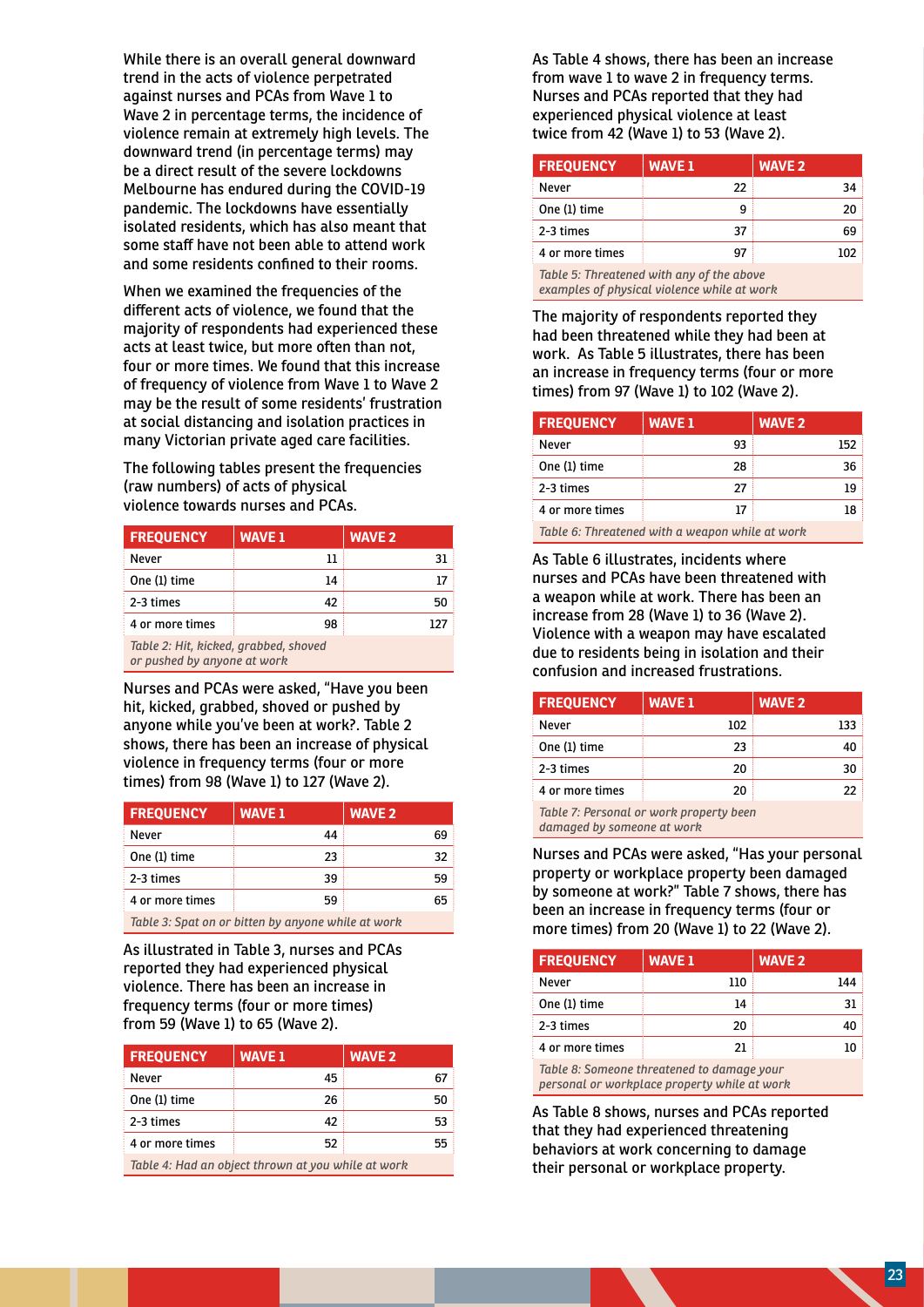While there is an overall general downward trend in the acts of violence perpetrated against nurses and PCAs from Wave 1 to Wave 2 in percentage terms, the incidence of violence remain at extremely high levels. The downward trend (in percentage terms) may be a direct result of the severe lockdowns Melbourne has endured during the COVID-19 pandemic. The lockdowns have essentially isolated residents, which has also meant that some staff have not been able to attend work and some residents confined to their rooms.

When we examined the frequencies of the different acts of violence, we found that the majority of respondents had experienced these acts at least twice, but more often than not, four or more times. We found that this increase of frequency of violence from Wave 1 to Wave 2 may be the result of some residents' frustration at social distancing and isolation practices in many Victorian private aged care facilities.

The following tables present the frequencies (raw numbers) of acts of physical violence towards nurses and PCAs.

| FREQUENCY | WAVE 1 | WAVE 2 |
|---|---|---|
| Never | 11 | 31 |
| One (1) time | 14 | 17 |
| 2-3 times | 42 | 50 |
| 4 or more times | 98 | 127 |

*Table 2: Hit, kicked, grabbed, shoved or pushed by anyone at work*

Nurses and PCAs were asked, "Have you been hit, kicked, grabbed, shoved or pushed by anyone while you've been at work?. Table 2 shows, there has been an increase of physical violence in frequency terms (four or more times) from 98 (Wave 1) to 127 (Wave 2).

| FREQUENCY | WAVE 1 | WAVE 2 |
|---|---|---|
| Never | 44 | 69 |
| One (1) time | 23 | 32 |
| 2-3 times | 39 | 59 |
| 4 or more times | 59 | 65 |

*Table 3: Spat on or bitten by anyone while at work*

As illustrated in Table 3, nurses and PCAs reported they had experienced physical violence. There has been an increase in frequency terms (four or more times) from 59 (Wave 1) to 65 (Wave 2).

| FREQUENCY | WAVE 1 | WAVE 2 |
|---|---|---|
| Never | 45 | 67 |
| One (1) time | 26 | 50 |
| 2-3 times | 42 | 53 |
| 4 or more times | 52 | 55 |

*Table 4: Had an object thrown at you while at work*

As Table 4 shows, there has been an increase from wave 1 to wave 2 in frequency terms. Nurses and PCAs reported that they had experienced physical violence at least twice from 42 (Wave 1) to 53 (Wave 2).

| FREQUENCY | WAVE 1 | WAVE 2 |
|---|---|---|
| Never | 22 | 34 |
| One (1) time | 9 | 20 |
| 2-3 times | 37 | 69 |
| 4 or more times | 97 | 102 |

*Table 5: Threatened with any of the above examples of physical violence while at work*

The majority of respondents reported they had been threatened while they had been at work. As Table 5 illustrates, there has been an increase in frequency terms (four or more times) from 97 (Wave 1) to 102 (Wave 2).

| FREQUENCY | WAVE 1 | WAVE 2 |
|---|---|---|
| Never | 93 | 152 |
| One (1) time | 28 | 36 |
| 2-3 times | 27 | 19 |
| 4 or more times | 17 | 18 |

*Table 6: Threatened with a weapon while at work*

As Table 6 illustrates, incidents where nurses and PCAs have been threatened with a weapon while at work. There has been an increase from 28 (Wave 1) to 36 (Wave 2). Violence with a weapon may have escalated due to residents being in isolation and their confusion and increased frustrations.

| FREQUENCY | WAVE 1 | WAVE 2 |
|---|---|---|
| Never | 102 | 133 |
| One (1) time | 23 | 40 |
| 2-3 times | 20 | 30 |
| 4 or more times | 20 | 22 |

*Table 7: Personal or work property been damaged by someone at work*

Nurses and PCAs were asked, "Has your personal property or workplace property been damaged by someone at work?" Table 7 shows, there has been an increase in frequency terms (four or more times) from 20 (Wave 1) to 22 (Wave 2).

| FREQUENCY | WAVE 1 | WAVE 2 |
|---|---|---|
| Never | 110 | 144 |
| One (1) time | 14 | 31 |
| 2-3 times | 20 | 40 |
| 4 or more times | 21 | 10 |

*Table 8: Someone threatened to damage your personal or workplace property while at work*

As Table 8 shows, nurses and PCAs reported that they had experienced threatening behaviors at work concerning to damage their personal or workplace property.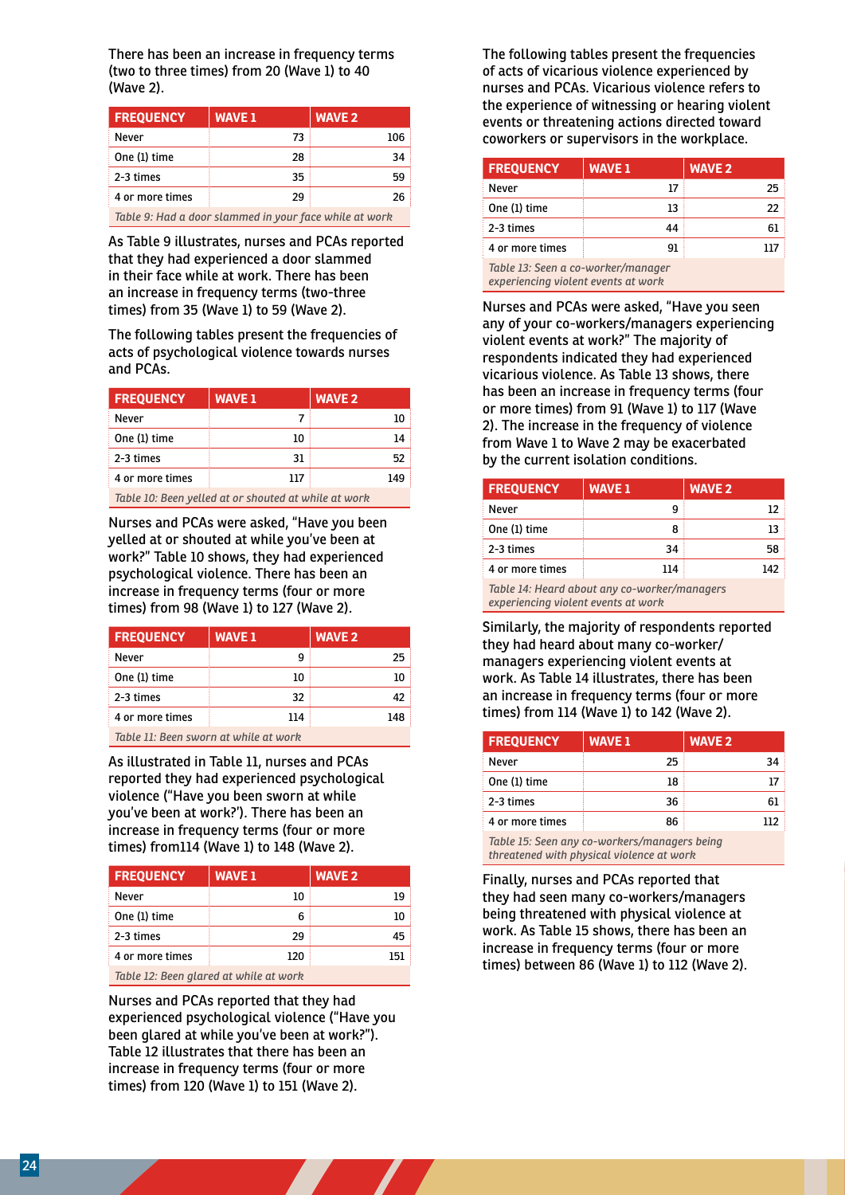There has been an increase in frequency terms (two to three times) from 20 (Wave 1) to 40 (Wave 2).

| FREQUENCY | WAVE 1 | WAVE 2 |
| --- | --- | --- |
| Never | 73 | 106 |
| One (1) time | 28 | 34 |
| 2-3 times | 35 | 59 |
| 4 or more times | 29 | 26 |

*Table 9: Had a door slammed in your face while at work*

As Table 9 illustrates, nurses and PCAs reported that they had experienced a door slammed in their face while at work. There has been an increase in frequency terms (two-three times) from 35 (Wave 1) to 59 (Wave 2).

The following tables present the frequencies of acts of psychological violence towards nurses and PCAs.

| FREQUENCY | WAVE 1 | WAVE 2 |
| --- | --- | --- |
| Never | 7 | 10 |
| One (1) time | 10 | 14 |
| 2-3 times | 31 | 52 |
| 4 or more times | 117 | 149 |

*Table 10: Been yelled at or shouted at while at work*

Nurses and PCAs were asked, "Have you been yelled at or shouted at while you've been at work?" Table 10 shows, they had experienced psychological violence. There has been an increase in frequency terms (four or more times) from 98 (Wave 1) to 127 (Wave 2).

| FREQUENCY | WAVE 1 | WAVE 2 |
| --- | --- | --- |
| Never | 9 | 25 |
| One (1) time | 10 | 10 |
| 2-3 times | 32 | 42 |
| 4 or more times | 114 | 148 |

*Table 11: Been sworn at while at work*

As illustrated in Table 11, nurses and PCAs reported they had experienced psychological violence ("Have you been sworn at while you've been at work?'). There has been an increase in frequency terms (four or more times) from114 (Wave 1) to 148 (Wave 2).

| FREQUENCY | WAVE 1 | WAVE 2 |
| --- | --- | --- |
| Never | 10 | 19 |
| One (1) time | 6 | 10 |
| 2-3 times | 29 | 45 |
| 4 or more times | 120 | 151 |

*Table 12: Been glared at while at work*

Nurses and PCAs reported that they had experienced psychological violence ("Have you been glared at while you've been at work?"). Table 12 illustrates that there has been an increase in frequency terms (four or more times) from 120 (Wave 1) to 151 (Wave 2).

The following tables present the frequencies of acts of vicarious violence experienced by nurses and PCAs. Vicarious violence refers to the experience of witnessing or hearing violent events or threatening actions directed toward coworkers or supervisors in the workplace.

| FREQUENCY | WAVE 1 | WAVE 2 |
| --- | --- | --- |
| Never | 17 | 25 |
| One (1) time | 13 | 22 |
| 2-3 times | 44 | 61 |
| 4 or more times | 91 | 117 |

*Table 13: Seen a co-worker/manager experiencing violent events at work*

Nurses and PCAs were asked, "Have you seen any of your co-workers/managers experiencing violent events at work?" The majority of respondents indicated they had experienced vicarious violence. As Table 13 shows, there has been an increase in frequency terms (four or more times) from 91 (Wave 1) to 117 (Wave 2). The increase in the frequency of violence from Wave 1 to Wave 2 may be exacerbated by the current isolation conditions.

| FREQUENCY | WAVE 1 | WAVE 2 |
| --- | --- | --- |
| Never | 9 | 12 |
| One (1) time | 8 | 13 |
| 2-3 times | 34 | 58 |
| 4 or more times | 114 | 142 |

*Table 14: Heard about any co-worker/managers experiencing violent events at work*

Similarly, the majority of respondents reported they had heard about many co-worker/managers experiencing violent events at work. As Table 14 illustrates, there has been an increase in frequency terms (four or more times) from 114 (Wave 1) to 142 (Wave 2).

| FREQUENCY | WAVE 1 | WAVE 2 |
| --- | --- | --- |
| Never | 25 | 34 |
| One (1) time | 18 | 17 |
| 2-3 times | 36 | 61 |
| 4 or more times | 86 | 112 |

*Table 15: Seen any co-workers/managers being threatened with physical violence at work*

Finally, nurses and PCAs reported that they had seen many co-workers/managers being threatened with physical violence at work. As Table 15 shows, there has been an increase in frequency terms (four or more times) between 86 (Wave 1) to 112 (Wave 2).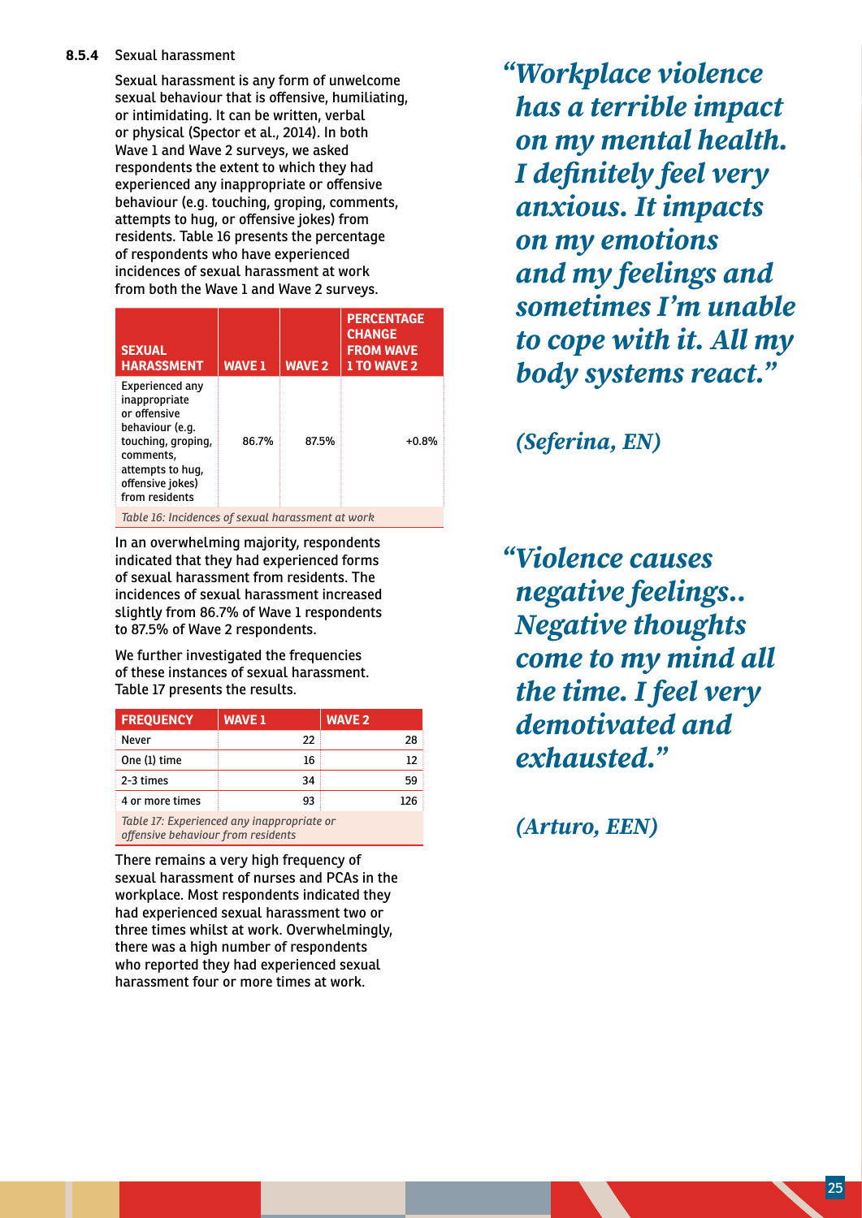#### 8.5.4 Sexual harassment

Sexual harassment is any form of unwelcome sexual behaviour that is offensive, humiliating, or intimidating. It can be written, verbal or physical (Spector et al., 2014). In both Wave 1 and Wave 2 surveys, we asked respondents the extent to which they had experienced any inappropriate or offensive behaviour (e.g. touching, groping, comments, attempts to hug, or offensive jokes) from residents. Table 16 presents the percentage of respondents who have experienced incidences of sexual harassment at work from both the Wave 1 and Wave 2 surveys.

| SEXUAL HARASSMENT | WAVE 1 | WAVE 2 | PERCENTAGE CHANGE FROM WAVE 1 TO WAVE 2 |
|---|---|---|---|
| Experienced any inappropriate or offensive behaviour (e.g. touching, groping, comments, attempts to hug, offensive jokes) from residents | 86.7% | 87.5% | +0.8% |

*Table 16: Incidences of sexual harassment at work*

In an overwhelming majority, respondents indicated that they had experienced forms of sexual harassment from residents. The incidences of sexual harassment increased slightly from 86.7% of Wave 1 respondents to 87.5% of Wave 2 respondents.

We further investigated the frequencies of these instances of sexual harassment. Table 17 presents the results.

| FREQUENCY | WAVE 1 | WAVE 2 |
|---|---|---|
| Never | 22 | 28 |
| One (1) time | 16 | 12 |
| 2-3 times | 34 | 59 |
| 4 or more times | 93 | 126 |

*Table 17: Experienced any inappropriate or offensive behaviour from residents*

There remains a very high frequency of sexual harassment of nurses and PCAs in the workplace. Most respondents indicated they had experienced sexual harassment two or three times whilst at work. Overwhelmingly, there was a high number of respondents who reported they had experienced sexual harassment four or more times at work.

> ***"Workplace violence has a terrible impact on my mental health. I definitely feel very anxious. It impacts on my emotions and my feelings and sometimes I'm unable to cope with it. All my body systems react."***
>
> ***(Seferina, EN)***

> ***"Violence causes negative feelings.. Negative thoughts come to my mind all the time. I feel very demotivated and exhausted."***
>
> ***(Arturo, EEN)***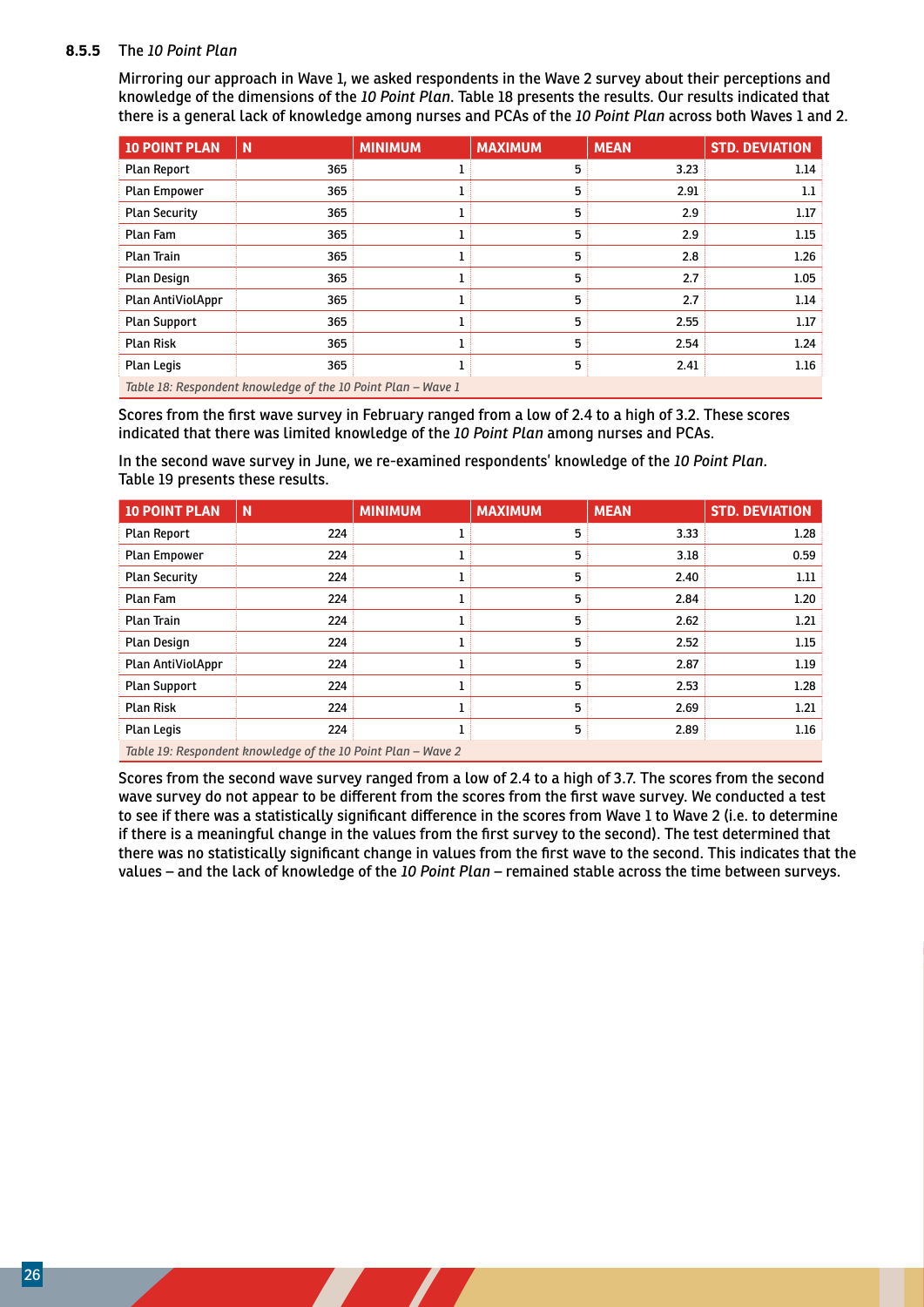### 8.5.5 The *10 Point Plan*

Mirroring our approach in Wave 1, we asked respondents in the Wave 2 survey about their perceptions and knowledge of the dimensions of the *10 Point Plan*. Table 18 presents the results. Our results indicated that there is a general lack of knowledge among nurses and PCAs of the *10 Point Plan* across both Waves 1 and 2.

| 10 POINT PLAN | N | MINIMUM | MAXIMUM | MEAN | STD. DEVIATION |
|---|---|---|---|---|---|
| Plan Report | 365 | 1 | 5 | 3.23 | 1.14 |
| Plan Empower | 365 | 1 | 5 | 2.91 | 1.1 |
| Plan Security | 365 | 1 | 5 | 2.9 | 1.17 |
| Plan Fam | 365 | 1 | 5 | 2.9 | 1.15 |
| Plan Train | 365 | 1 | 5 | 2.8 | 1.26 |
| Plan Design | 365 | 1 | 5 | 2.7 | 1.05 |
| Plan AntiViolAppr | 365 | 1 | 5 | 2.7 | 1.14 |
| Plan Support | 365 | 1 | 5 | 2.55 | 1.17 |
| Plan Risk | 365 | 1 | 5 | 2.54 | 1.24 |
| Plan Legis | 365 | 1 | 5 | 2.41 | 1.16 |

*Table 18: Respondent knowledge of the 10 Point Plan – Wave 1*

Scores from the first wave survey in February ranged from a low of 2.4 to a high of 3.2. These scores indicated that there was limited knowledge of the *10 Point Plan* among nurses and PCAs.

In the second wave survey in June, we re-examined respondents' knowledge of the *10 Point Plan*. Table 19 presents these results.

| 10 POINT PLAN | N | MINIMUM | MAXIMUM | MEAN | STD. DEVIATION |
|---|---|---|---|---|---|
| Plan Report | 224 | 1 | 5 | 3.33 | 1.28 |
| Plan Empower | 224 | 1 | 5 | 3.18 | 0.59 |
| Plan Security | 224 | 1 | 5 | 2.40 | 1.11 |
| Plan Fam | 224 | 1 | 5 | 2.84 | 1.20 |
| Plan Train | 224 | 1 | 5 | 2.62 | 1.21 |
| Plan Design | 224 | 1 | 5 | 2.52 | 1.15 |
| Plan AntiViolAppr | 224 | 1 | 5 | 2.87 | 1.19 |
| Plan Support | 224 | 1 | 5 | 2.53 | 1.28 |
| Plan Risk | 224 | 1 | 5 | 2.69 | 1.21 |
| Plan Legis | 224 | 1 | 5 | 2.89 | 1.16 |

*Table 19: Respondent knowledge of the 10 Point Plan – Wave 2*

Scores from the second wave survey ranged from a low of 2.4 to a high of 3.7. The scores from the second wave survey do not appear to be different from the scores from the first wave survey. We conducted a test to see if there was a statistically significant difference in the scores from Wave 1 to Wave 2 (i.e. to determine if there is a meaningful change in the values from the first survey to the second). The test determined that there was no statistically significant change in values from the first wave to the second. This indicates that the values – and the lack of knowledge of the *10 Point Plan* – remained stable across the time between surveys.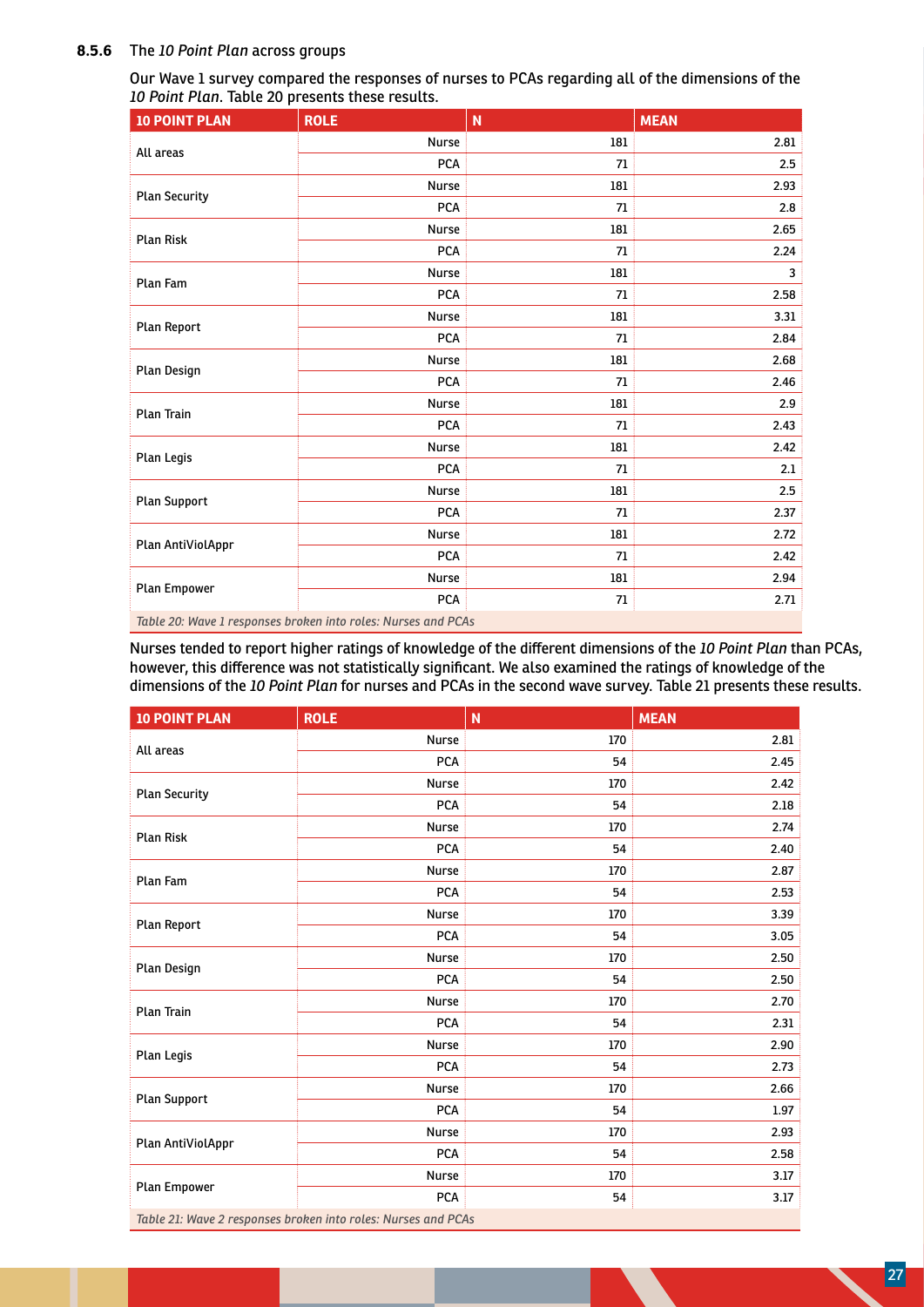### 8.5.6 The *10 Point Plan* across groups

Our Wave 1 survey compared the responses of nurses to PCAs regarding all of the dimensions of the *10 Point Plan*. Table 20 presents these results.

| 10 POINT PLAN | ROLE | N | MEAN |
|---|---|---|---|
| All areas | Nurse | 181 | 2.81 |
| | PCA | 71 | 2.5 |
| Plan Security | Nurse | 181 | 2.93 |
| | PCA | 71 | 2.8 |
| Plan Risk | Nurse | 181 | 2.65 |
| | PCA | 71 | 2.24 |
| Plan Fam | Nurse | 181 | 3 |
| | PCA | 71 | 2.58 |
| Plan Report | Nurse | 181 | 3.31 |
| | PCA | 71 | 2.84 |
| Plan Design | Nurse | 181 | 2.68 |
| | PCA | 71 | 2.46 |
| Plan Train | Nurse | 181 | 2.9 |
| | PCA | 71 | 2.43 |
| Plan Legis | Nurse | 181 | 2.42 |
| | PCA | 71 | 2.1 |
| Plan Support | Nurse | 181 | 2.5 |
| | PCA | 71 | 2.37 |
| Plan AntiViolAppr | Nurse | 181 | 2.72 |
| | PCA | 71 | 2.42 |
| Plan Empower | Nurse | 181 | 2.94 |
| | PCA | 71 | 2.71 |

*Table 20: Wave 1 responses broken into roles: Nurses and PCAs*

Nurses tended to report higher ratings of knowledge of the different dimensions of the *10 Point Plan* than PCAs, however, this difference was not statistically significant. We also examined the ratings of knowledge of the dimensions of the *10 Point Plan* for nurses and PCAs in the second wave survey. Table 21 presents these results.

| 10 POINT PLAN | ROLE | N | MEAN |
|---|---|---|---|
| All areas | Nurse | 170 | 2.81 |
| | PCA | 54 | 2.45 |
| Plan Security | Nurse | 170 | 2.42 |
| | PCA | 54 | 2.18 |
| Plan Risk | Nurse | 170 | 2.74 |
| | PCA | 54 | 2.40 |
| Plan Fam | Nurse | 170 | 2.87 |
| | PCA | 54 | 2.53 |
| Plan Report | Nurse | 170 | 3.39 |
| | PCA | 54 | 3.05 |
| Plan Design | Nurse | 170 | 2.50 |
| | PCA | 54 | 2.50 |
| Plan Train | Nurse | 170 | 2.70 |
| | PCA | 54 | 2.31 |
| Plan Legis | Nurse | 170 | 2.90 |
| | PCA | 54 | 2.73 |
| Plan Support | Nurse | 170 | 2.66 |
| | PCA | 54 | 1.97 |
| Plan AntiViolAppr | Nurse | 170 | 2.93 |
| | PCA | 54 | 2.58 |
| Plan Empower | Nurse | 170 | 3.17 |
| | PCA | 54 | 3.17 |

*Table 21: Wave 2 responses broken into roles: Nurses and PCAs*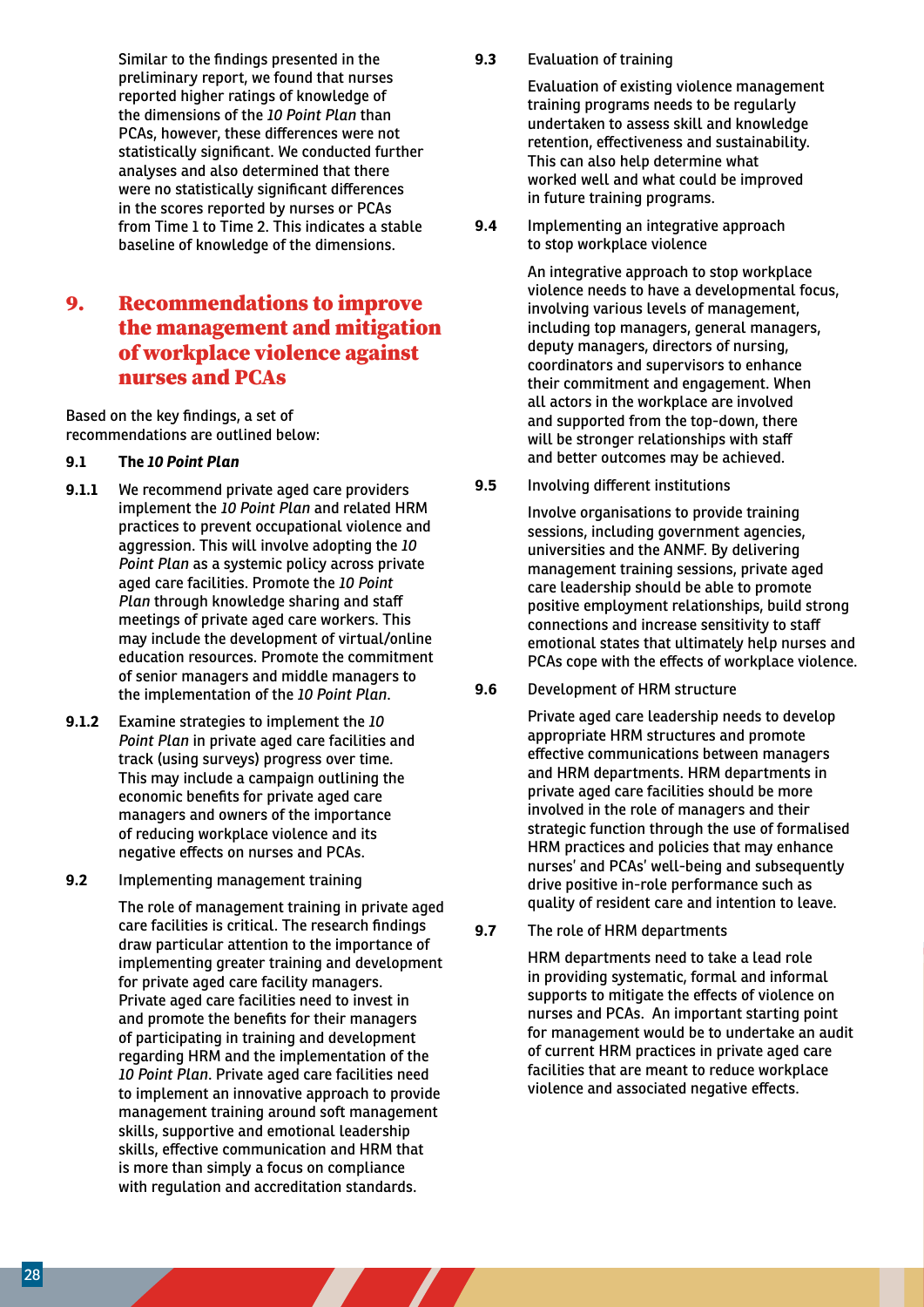Similar to the findings presented in the preliminary report, we found that nurses reported higher ratings of knowledge of the dimensions of the *10 Point Plan* than PCAs, however, these differences were not statistically significant. We conducted further analyses and also determined that there were no statistically significant differences in the scores reported by nurses or PCAs from Time 1 to Time 2. This indicates a stable baseline of knowledge of the dimensions.

# 9. Recommendations to improve the management and mitigation of workplace violence against nurses and PCAs

Based on the key findings, a set of recommendations are outlined below:

**9.1 The *10 Point Plan***

**9.1.1** We recommend private aged care providers implement the *10 Point Plan* and related HRM practices to prevent occupational violence and aggression. This will involve adopting the *10 Point Plan* as a systemic policy across private aged care facilities. Promote the *10 Point Plan* through knowledge sharing and staff meetings of private aged care workers. This may include the development of virtual/online education resources. Promote the commitment of senior managers and middle managers to the implementation of the *10 Point Plan*.

**9.1.2** Examine strategies to implement the *10 Point Plan* in private aged care facilities and track (using surveys) progress over time. This may include a campaign outlining the economic benefits for private aged care managers and owners of the importance of reducing workplace violence and its negative effects on nurses and PCAs.

**9.2** Implementing management training

The role of management training in private aged care facilities is critical. The research findings draw particular attention to the importance of implementing greater training and development for private aged care facility managers. Private aged care facilities need to invest in and promote the benefits for their managers of participating in training and development regarding HRM and the implementation of the *10 Point Plan*. Private aged care facilities need to implement an innovative approach to provide management training around soft management skills, supportive and emotional leadership skills, effective communication and HRM that is more than simply a focus on compliance with regulation and accreditation standards.

**9.3** Evaluation of training

Evaluation of existing violence management training programs needs to be regularly undertaken to assess skill and knowledge retention, effectiveness and sustainability. This can also help determine what worked well and what could be improved in future training programs.

**9.4** Implementing an integrative approach to stop workplace violence

An integrative approach to stop workplace violence needs to have a developmental focus, involving various levels of management, including top managers, general managers, deputy managers, directors of nursing, coordinators and supervisors to enhance their commitment and engagement. When all actors in the workplace are involved and supported from the top-down, there will be stronger relationships with staff and better outcomes may be achieved.

**9.5** Involving different institutions

Involve organisations to provide training sessions, including government agencies, universities and the ANMF. By delivering management training sessions, private aged care leadership should be able to promote positive employment relationships, build strong connections and increase sensitivity to staff emotional states that ultimately help nurses and PCAs cope with the effects of workplace violence.

**9.6** Development of HRM structure

Private aged care leadership needs to develop appropriate HRM structures and promote effective communications between managers and HRM departments. HRM departments in private aged care facilities should be more involved in the role of managers and their strategic function through the use of formalised HRM practices and policies that may enhance nurses' and PCAs' well-being and subsequently drive positive in-role performance such as quality of resident care and intention to leave.

**9.7** The role of HRM departments

HRM departments need to take a lead role in providing systematic, formal and informal supports to mitigate the effects of violence on nurses and PCAs. An important starting point for management would be to undertake an audit of current HRM practices in private aged care facilities that are meant to reduce workplace violence and associated negative effects.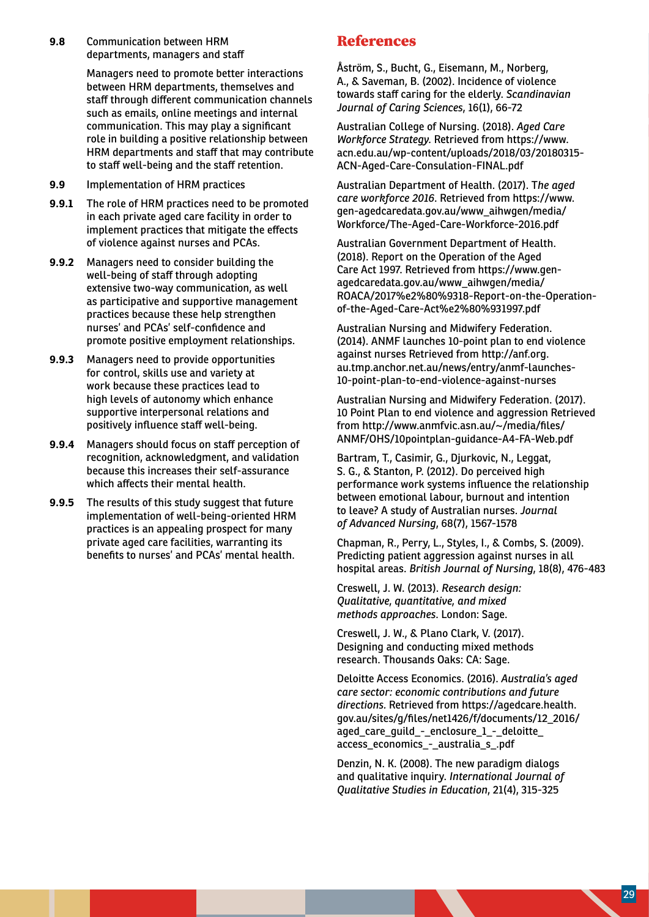**9.8** Communication between HRM departments, managers and staff

Managers need to promote better interactions between HRM departments, themselves and staff through different communication channels such as emails, online meetings and internal communication. This may play a significant role in building a positive relationship between HRM departments and staff that may contribute to staff well-being and the staff retention.

**9.9** Implementation of HRM practices

**9.9.1** The role of HRM practices need to be promoted in each private aged care facility in order to implement practices that mitigate the effects of violence against nurses and PCAs.

**9.9.2** Managers need to consider building the well-being of staff through adopting extensive two-way communication, as well as participative and supportive management practices because these help strengthen nurses' and PCAs' self-confidence and promote positive employment relationships.

**9.9.3** Managers need to provide opportunities for control, skills use and variety at work because these practices lead to high levels of autonomy which enhance supportive interpersonal relations and positively influence staff well-being.

**9.9.4** Managers should focus on staff perception of recognition, acknowledgment, and validation because this increases their self-assurance which affects their mental health.

**9.9.5** The results of this study suggest that future implementation of well-being-oriented HRM practices is an appealing prospect for many private aged care facilities, warranting its benefits to nurses' and PCAs' mental health.

# References

Åström, S., Bucht, G., Eisemann, M., Norberg, A., & Saveman, B. (2002). Incidence of violence towards staff caring for the elderly. *Scandinavian Journal of Caring Sciences*, 16(1), 66-72

Australian College of Nursing. (2018). *Aged Care Workforce Strategy.* Retrieved from https://www.acn.edu.au/wp-content/uploads/2018/03/20180315-ACN-Aged-Care-Consulation-FINAL.pdf

Australian Department of Health. (2017). T*he aged care workforce 2016*. Retrieved from https://www.gen-agedcaredata.gov.au/www_aihwgen/media/Workforce/The-Aged-Care-Workforce-2016.pdf

Australian Government Department of Health. (2018). Report on the Operation of the Aged Care Act 1997. Retrieved from https://www.gen-agedcaredata.gov.au/www_aihwgen/media/ROACA/2017%e2%80%9318-Report-on-the-Operation-of-the-Aged-Care-Act%e2%80%931997.pdf

Australian Nursing and Midwifery Federation. (2014). ANMF launches 10-point plan to end violence against nurses Retrieved from http://anf.org.au.tmp.anchor.net.au/news/entry/anmf-launches-10-point-plan-to-end-violence-against-nurses

Australian Nursing and Midwifery Federation. (2017). 10 Point Plan to end violence and aggression Retrieved from http://www.anmfvic.asn.au/~/media/files/ANMF/OHS/10pointplan-guidance-A4-FA-Web.pdf

Bartram, T., Casimir, G., Djurkovic, N., Leggat, S. G., & Stanton, P. (2012). Do perceived high performance work systems influence the relationship between emotional labour, burnout and intention to leave? A study of Australian nurses. *Journal of Advanced Nursing*, 68(7), 1567-1578

Chapman, R., Perry, L., Styles, I., & Combs, S. (2009). Predicting patient aggression against nurses in all hospital areas. *British Journal of Nursing*, 18(8), 476-483

Creswell, J. W. (2013). *Research design: Qualitative, quantitative, and mixed methods approaches*. London: Sage.

Creswell, J. W., & Plano Clark, V. (2017). Designing and conducting mixed methods research. Thousands Oaks: CA: Sage.

Deloitte Access Economics. (2016). *Australia's aged care sector: economic contributions and future directions*. Retrieved from https://agedcare.health.gov.au/sites/g/files/net1426/f/documents/12_2016/aged_care_guild_-_enclosure_1_-_deloitte_access_economics_-_australia_s_.pdf

Denzin, N. K. (2008). The new paradigm dialogs and qualitative inquiry. *International Journal of Qualitative Studies in Education*, 21(4), 315-325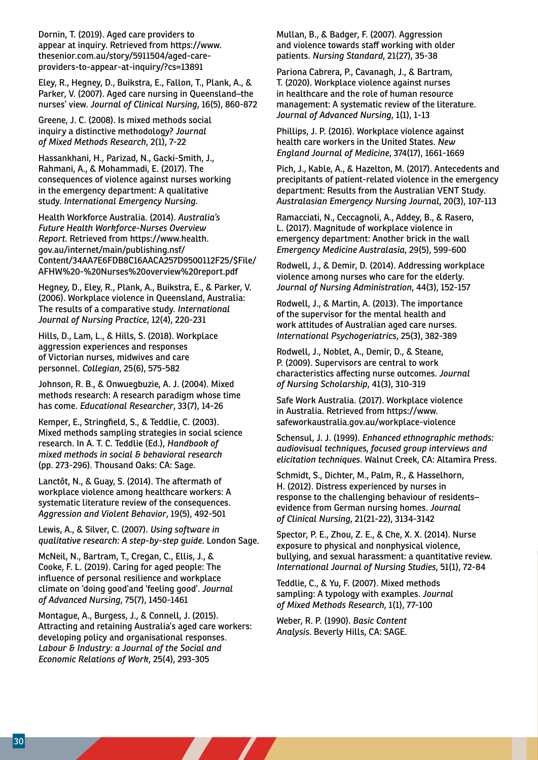Dornin, T. (2019). Aged care providers to appear at inquiry. Retrieved from https://www.thesenior.com.au/story/5911504/aged-care-providers-to-appear-at-inquiry/?cs=13891

Eley, R., Hegney, D., Buikstra, E., Fallon, T., Plank, A., & Parker, V. (2007). Aged care nursing in Queensland–the nurses' view. *Journal of Clinical Nursing*, 16(5), 860-872

Greene, J. C. (2008). Is mixed methods social inquiry a distinctive methodology? *Journal of Mixed Methods Research*, 2(1), 7-22

Hassankhani, H., Parizad, N., Gacki-Smith, J., Rahmani, A., & Mohammadi, E. (2017). The consequences of violence against nurses working in the emergency department: A qualitative study. *International Emergency Nursing*.

Health Workforce Australia. (2014). *Australia's Future Health Workforce-Nurses Overview Report.* Retrieved from https://www.health.gov.au/internet/main/publishing.nsf/Content/34AA7E6FDB8C16AACA257D9500112F25/$File/AFHW%20-%20Nurses%20overview%20report.pdf

Hegney, D., Eley, R., Plank, A., Buikstra, E., & Parker, V. (2006). Workplace violence in Queensland, Australia: The results of a comparative study. *International Journal of Nursing Practice*, 12(4), 220-231

Hills, D., Lam, L., & Hills, S. (2018). Workplace aggression experiences and responses of Victorian nurses, midwives and care personnel. *Collegian*, 25(6), 575-582

Johnson, R. B., & Onwuegbuzie, A. J. (2004). Mixed methods research: A research paradigm whose time has come. *Educational Researcher*, 33(7), 14-26

Kemper, E., Stringfield, S., & Teddlie, C. (2003). Mixed methods sampling strategies in social science research. In A. T. C. Teddlie (Ed.), *Handbook of mixed methods in social & behavioral research* (pp. 273-296). Thousand Oaks: CA: Sage.

Lanctôt, N., & Guay, S. (2014). The aftermath of workplace violence among healthcare workers: A systematic literature review of the consequences. *Aggression and Violent Behavior*, 19(5), 492-501

Lewis, A., & Silver, C. (2007). *Using software in qualitative research: A step-by-step guide.* London Sage.

McNeil, N., Bartram, T., Cregan, C., Ellis, J., & Cooke, F. L. (2019). Caring for aged people: The influence of personal resilience and workplace climate on 'doing good'and 'feeling good'. *Journal of Advanced Nursing*, 75(7), 1450-1461

Montague, A., Burgess, J., & Connell, J. (2015). Attracting and retaining Australia's aged care workers: developing policy and organisational responses. *Labour & Industry: a Journal of the Social and Economic Relations of Work*, 25(4), 293-305

Mullan, B., & Badger, F. (2007). Aggression and violence towards staff working with older patients. *Nursing Standard*, 21(27), 35-38

Pariona Cabrera, P., Cavanagh, J., & Bartram, T. (2020). Workplace violence against nurses in healthcare and the role of human resource management: A systematic review of the literature. *Journal of Advanced Nursing*, 1(1), 1-13

Phillips, J. P. (2016). Workplace violence against health care workers in the United States. *New England Journal of Medicine*, 374(17), 1661-1669

Pich, J., Kable, A., & Hazelton, M. (2017). Antecedents and precipitants of patient-related violence in the emergency department: Results from the Australian VENT Study. *Australasian Emergency Nursing Journal*, 20(3), 107-113

Ramacciati, N., Ceccagnoli, A., Addey, B., & Rasero, L. (2017). Magnitude of workplace violence in emergency department: Another brick in the wall *Emergency Medicine Australasia*, 29(5), 599-600

Rodwell, J., & Demir, D. (2014). Addressing workplace violence among nurses who care for the elderly. *Journal of Nursing Administration*, 44(3), 152-157

Rodwell, J., & Martin, A. (2013). The importance of the supervisor for the mental health and work attitudes of Australian aged care nurses. *International Psychogeriatrics*, 25(3), 382-389

Rodwell, J., Noblet, A., Demir, D., & Steane, P. (2009). Supervisors are central to work characteristics affecting nurse outcomes. *Journal of Nursing Scholarship*, 41(3), 310-319

Safe Work Australia. (2017). Workplace violence in Australia. Retrieved from https://www.safeworkaustralia.gov.au/workplace-violence

Schensul, J. J. (1999). *Enhanced ethnographic methods: audiovisual techniques, focused group interviews and elicitation techniques.* Walnut Creek, CA: Altamira Press.

Schmidt, S., Dichter, M., Palm, R., & Hasselhorn, H. (2012). Distress experienced by nurses in response to the challenging behaviour of residents–evidence from German nursing homes. *Journal of Clinical Nursing*, 21(21-22), 3134-3142

Spector, P. E., Zhou, Z. E., & Che, X. X. (2014). Nurse exposure to physical and nonphysical violence, bullying, and sexual harassment: a quantitative review. *International Journal of Nursing Studies*, 51(1), 72-84

Teddlie, C., & Yu, F. (2007). Mixed methods sampling: A typology with examples. *Journal of Mixed Methods Research*, 1(1), 77-100

Weber, R. P. (1990). *Basic Content Analysis.* Beverly Hills, CA: SAGE.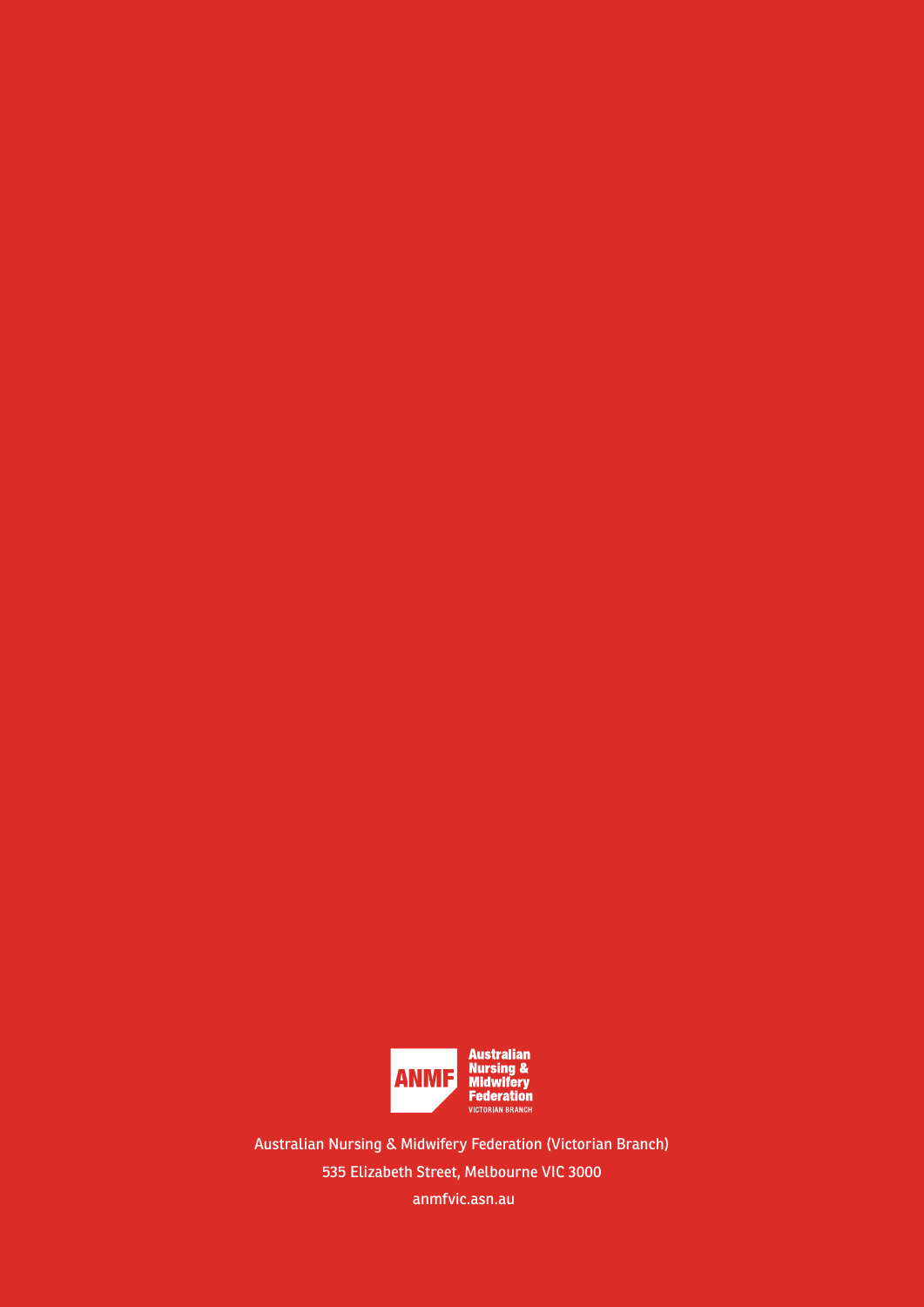ANMF

Australian Nursing & Midwifery Federation
VICTORIAN BRANCH

Australian Nursing & Midwifery Federation (Victorian Branch)
535 Elizabeth Street, Melbourne VIC 3000
anmfvic.asn.au